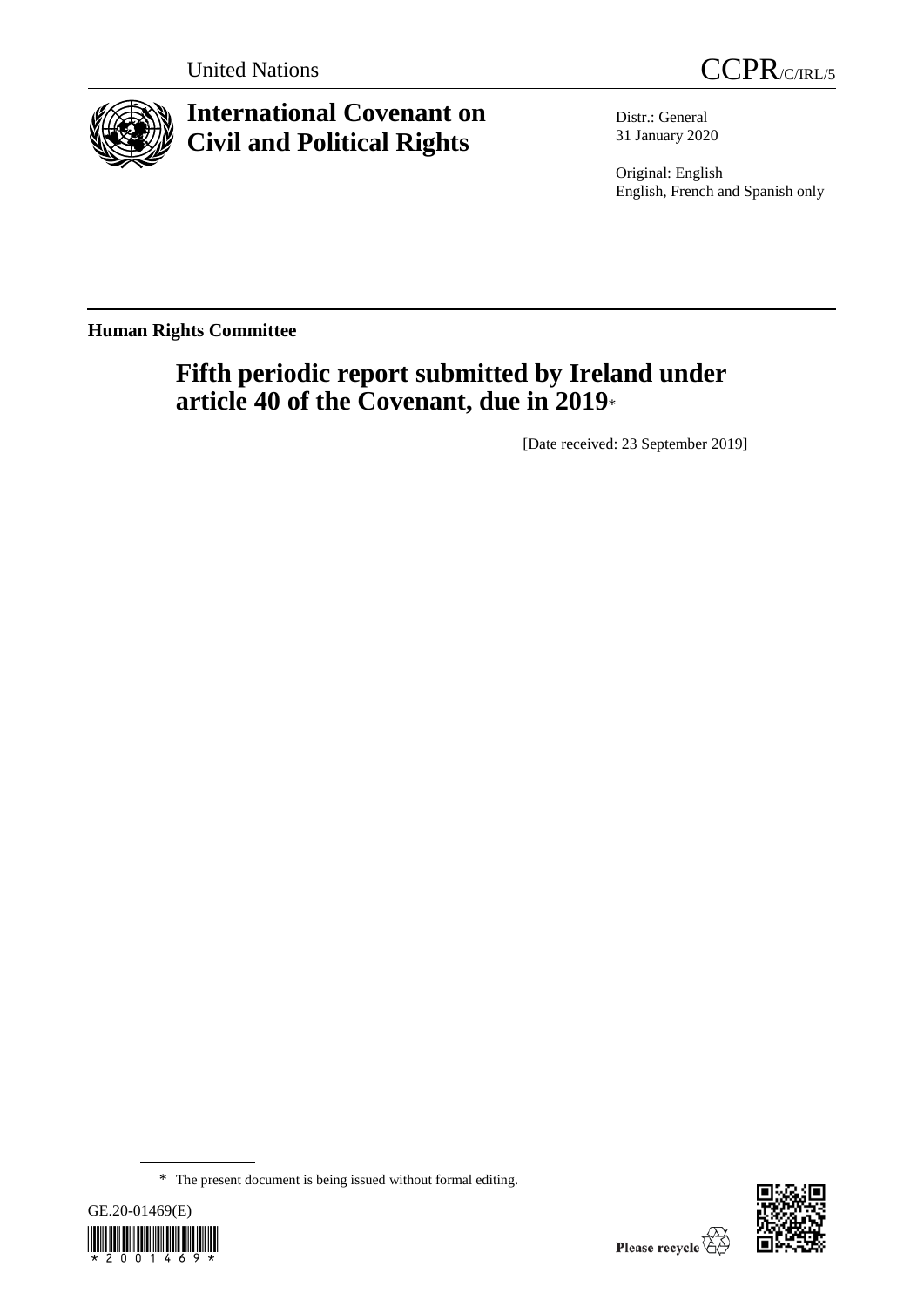United Nations

CCPR/C/IRL/5

# International Covenant on Civil and Political Rights

Distr.: General
31 January 2020

Original: English
English, French and Spanish only

**Human Rights Committee**

## Fifth periodic report submitted by Ireland under article 40 of the Covenant, due in 2019*

[Date received: 23 September 2019]

\* The present document is being issued without formal editing.

GE.20-01469(E)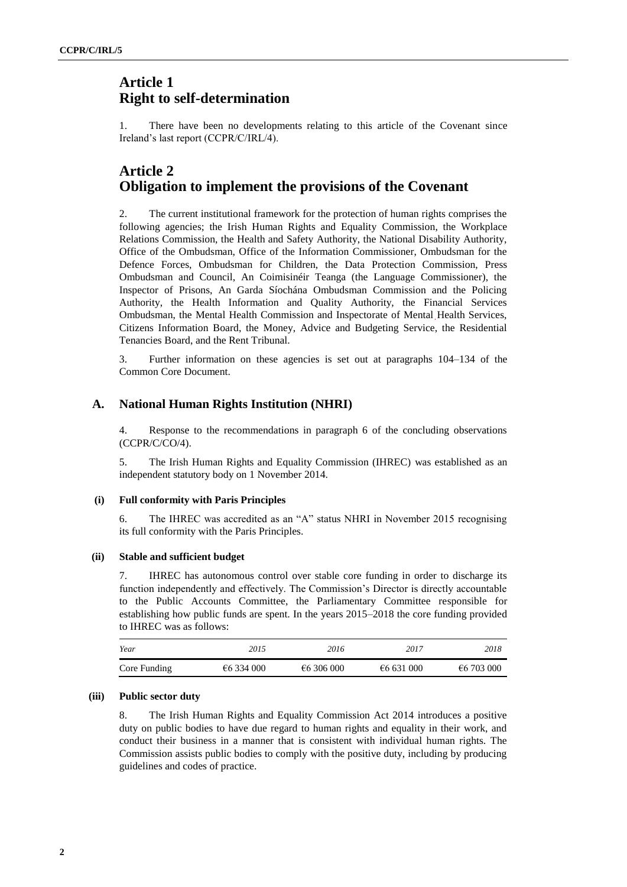# Article 1
# Right to self-determination

1. There have been no developments relating to this article of the Covenant since Ireland's last report (CCPR/C/IRL/4).

# Article 2
# Obligation to implement the provisions of the Covenant

2. The current institutional framework for the protection of human rights comprises the following agencies; the Irish Human Rights and Equality Commission, the Workplace Relations Commission, the Health and Safety Authority, the National Disability Authority, Office of the Ombudsman, Office of the Information Commissioner, Ombudsman for the Defence Forces, Ombudsman for Children, the Data Protection Commission, Press Ombudsman and Council, An Coimisinéir Teanga (the Language Commissioner), the Inspector of Prisons, An Garda Síochána Ombudsman Commission and the Policing Authority, the Health Information and Quality Authority, the Financial Services Ombudsman, the Mental Health Commission and Inspectorate of Mental Health Services, Citizens Information Board, the Money, Advice and Budgeting Service, the Residential Tenancies Board, and the Rent Tribunal.

3. Further information on these agencies is set out at paragraphs 104–134 of the Common Core Document.

## A. National Human Rights Institution (NHRI)

4. Response to the recommendations in paragraph 6 of the concluding observations (CCPR/C/CO/4).

5. The Irish Human Rights and Equality Commission (IHREC) was established as an independent statutory body on 1 November 2014.

### (i) Full conformity with Paris Principles

6. The IHREC was accredited as an "A" status NHRI in November 2015 recognising its full conformity with the Paris Principles.

### (ii) Stable and sufficient budget

7. IHREC has autonomous control over stable core funding in order to discharge its function independently and effectively. The Commission's Director is directly accountable to the Public Accounts Committee, the Parliamentary Committee responsible for establishing how public funds are spent. In the years 2015–2018 the core funding provided to IHREC was as follows:

| *Year* | *2015* | *2016* | *2017* | *2018* |
|---|---|---|---|---|
| Core Funding | €6 334 000 | €6 306 000 | €6 631 000 | €6 703 000 |

### (iii) Public sector duty

8. The Irish Human Rights and Equality Commission Act 2014 introduces a positive duty on public bodies to have due regard to human rights and equality in their work, and conduct their business in a manner that is consistent with individual human rights. The Commission assists public bodies to comply with the positive duty, including by producing guidelines and codes of practice.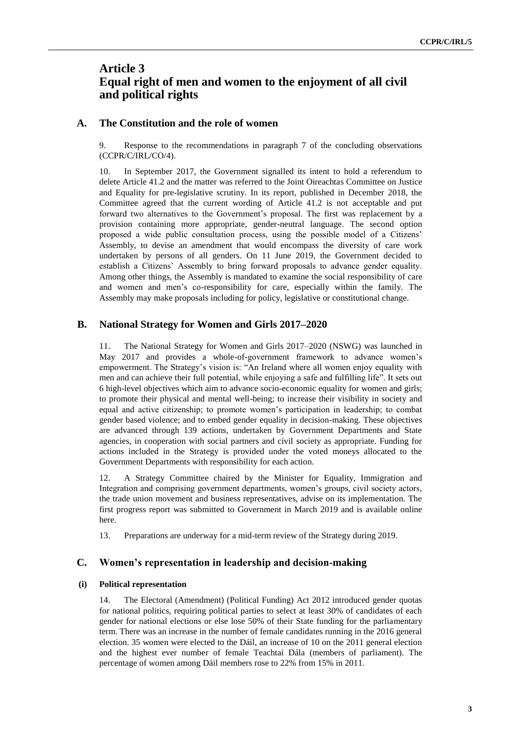# Article 3
# Equal right of men and women to the enjoyment of all civil and political rights

## A. The Constitution and the role of women

9. Response to the recommendations in paragraph 7 of the concluding observations (CCPR/C/IRL/CO/4).

10. In September 2017, the Government signalled its intent to hold a referendum to delete Article 41.2 and the matter was referred to the Joint Oireachtas Committee on Justice and Equality for pre-legislative scrutiny. In its report, published in December 2018, the Committee agreed that the current wording of Article 41.2 is not acceptable and put forward two alternatives to the Government's proposal. The first was replacement by a provision containing more appropriate, gender-neutral language. The second option proposed a wide public consultation process, using the possible model of a Citizens' Assembly, to devise an amendment that would encompass the diversity of care work undertaken by persons of all genders. On 11 June 2019, the Government decided to establish a Citizens' Assembly to bring forward proposals to advance gender equality. Among other things, the Assembly is mandated to examine the social responsibility of care and women and men's co-responsibility for care, especially within the family. The Assembly may make proposals including for policy, legislative or constitutional change.

## B. National Strategy for Women and Girls 2017–2020

11. The National Strategy for Women and Girls 2017–2020 (NSWG) was launched in May 2017 and provides a whole-of-government framework to advance women's empowerment. The Strategy's vision is: "An Ireland where all women enjoy equality with men and can achieve their full potential, while enjoying a safe and fulfilling life". It sets out 6 high-level objectives which aim to advance socio-economic equality for women and girls; to promote their physical and mental well-being; to increase their visibility in society and equal and active citizenship; to promote women's participation in leadership; to combat gender based violence; and to embed gender equality in decision-making. These objectives are advanced through 139 actions, undertaken by Government Departments and State agencies, in cooperation with social partners and civil society as appropriate. Funding for actions included in the Strategy is provided under the voted moneys allocated to the Government Departments with responsibility for each action.

12. A Strategy Committee chaired by the Minister for Equality, Immigration and Integration and comprising government departments, women's groups, civil society actors, the trade union movement and business representatives, advise on its implementation. The first progress report was submitted to Government in March 2019 and is available online here.

13. Preparations are underway for a mid-term review of the Strategy during 2019.

## C. Women's representation in leadership and decision-making

### (i) Political representation

14. The Electoral (Amendment) (Political Funding) Act 2012 introduced gender quotas for national politics, requiring political parties to select at least 30% of candidates of each gender for national elections or else lose 50% of their State funding for the parliamentary term. There was an increase in the number of female candidates running in the 2016 general election. 35 women were elected to the Dáil, an increase of 10 on the 2011 general election and the highest ever number of female Teachtaí Dála (members of parliament). The percentage of women among Dáil members rose to 22% from 15% in 2011.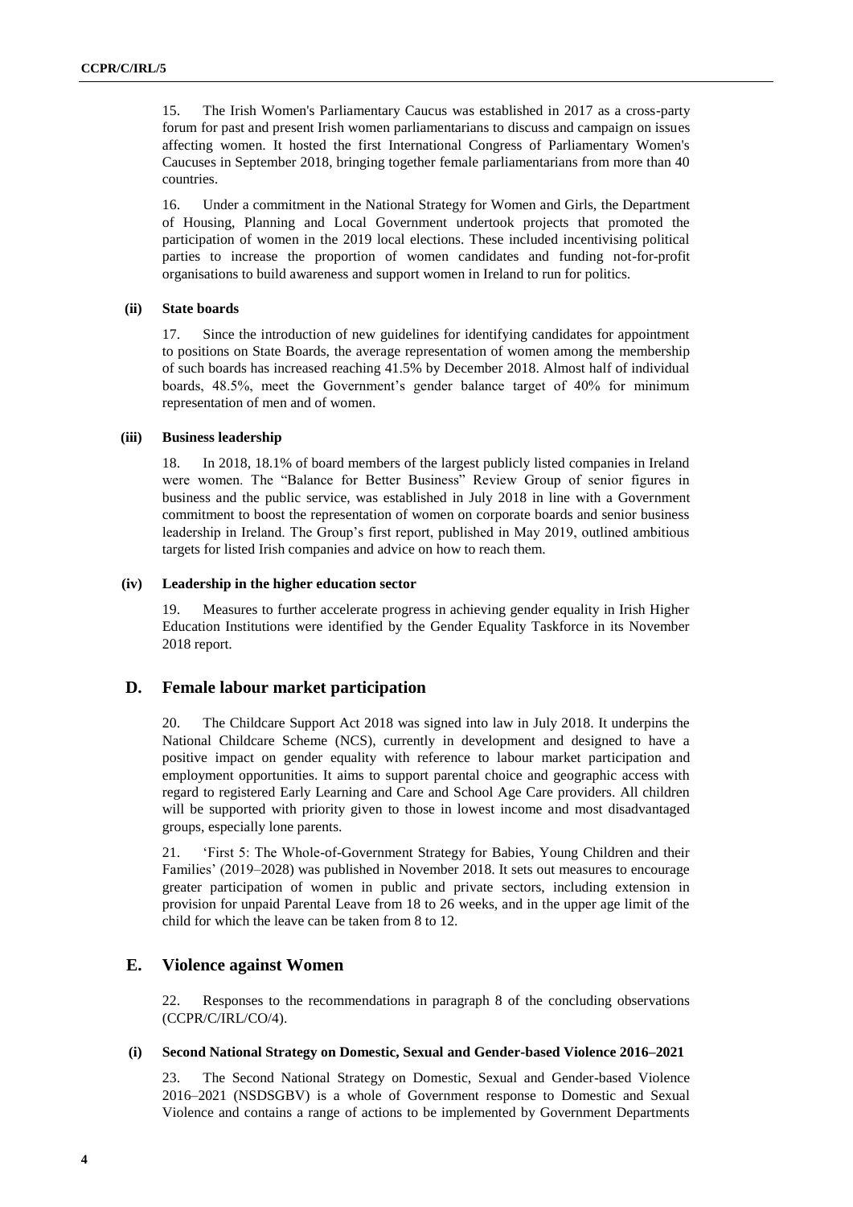15. The Irish Women's Parliamentary Caucus was established in 2017 as a cross-party forum for past and present Irish women parliamentarians to discuss and campaign on issues affecting women. It hosted the first International Congress of Parliamentary Women's Caucuses in September 2018, bringing together female parliamentarians from more than 40 countries.

16. Under a commitment in the National Strategy for Women and Girls, the Department of Housing, Planning and Local Government undertook projects that promoted the participation of women in the 2019 local elections. These included incentivising political parties to increase the proportion of women candidates and funding not-for-profit organisations to build awareness and support women in Ireland to run for politics.

#### (ii) State boards

17. Since the introduction of new guidelines for identifying candidates for appointment to positions on State Boards, the average representation of women among the membership of such boards has increased reaching 41.5% by December 2018. Almost half of individual boards, 48.5%, meet the Government's gender balance target of 40% for minimum representation of men and of women.

#### (iii) Business leadership

18. In 2018, 18.1% of board members of the largest publicly listed companies in Ireland were women. The "Balance for Better Business" Review Group of senior figures in business and the public service, was established in July 2018 in line with a Government commitment to boost the representation of women on corporate boards and senior business leadership in Ireland. The Group's first report, published in May 2019, outlined ambitious targets for listed Irish companies and advice on how to reach them.

#### (iv) Leadership in the higher education sector

19. Measures to further accelerate progress in achieving gender equality in Irish Higher Education Institutions were identified by the Gender Equality Taskforce in its November 2018 report.

## D. Female labour market participation

20. The Childcare Support Act 2018 was signed into law in July 2018. It underpins the National Childcare Scheme (NCS), currently in development and designed to have a positive impact on gender equality with reference to labour market participation and employment opportunities. It aims to support parental choice and geographic access with regard to registered Early Learning and Care and School Age Care providers. All children will be supported with priority given to those in lowest income and most disadvantaged groups, especially lone parents.

21. 'First 5: The Whole-of-Government Strategy for Babies, Young Children and their Families' (2019–2028) was published in November 2018. It sets out measures to encourage greater participation of women in public and private sectors, including extension in provision for unpaid Parental Leave from 18 to 26 weeks, and in the upper age limit of the child for which the leave can be taken from 8 to 12.

## E. Violence against Women

22. Responses to the recommendations in paragraph 8 of the concluding observations (CCPR/C/IRL/CO/4).

#### (i) Second National Strategy on Domestic, Sexual and Gender-based Violence 2016–2021

23. The Second National Strategy on Domestic, Sexual and Gender-based Violence 2016–2021 (NSDSGBV) is a whole of Government response to Domestic and Sexual Violence and contains a range of actions to be implemented by Government Departments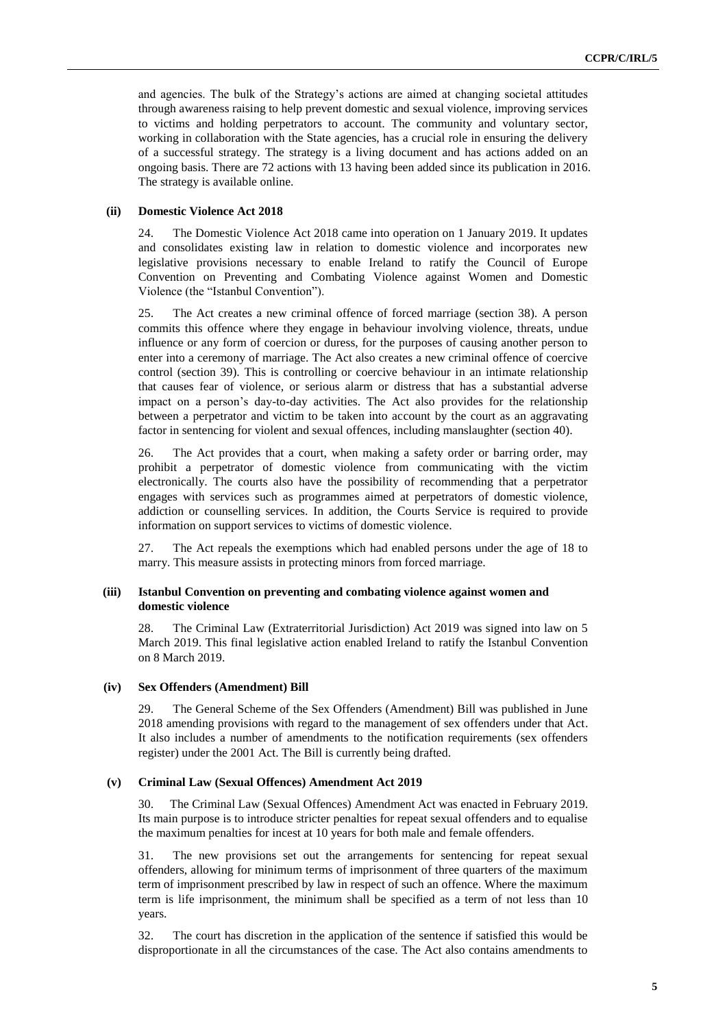and agencies. The bulk of the Strategy's actions are aimed at changing societal attitudes through awareness raising to help prevent domestic and sexual violence, improving services to victims and holding perpetrators to account. The community and voluntary sector, working in collaboration with the State agencies, has a crucial role in ensuring the delivery of a successful strategy. The strategy is a living document and has actions added on an ongoing basis. There are 72 actions with 13 having been added since its publication in 2016. The strategy is available online.

#### (ii) Domestic Violence Act 2018

24. The Domestic Violence Act 2018 came into operation on 1 January 2019. It updates and consolidates existing law in relation to domestic violence and incorporates new legislative provisions necessary to enable Ireland to ratify the Council of Europe Convention on Preventing and Combating Violence against Women and Domestic Violence (the "Istanbul Convention").

25. The Act creates a new criminal offence of forced marriage (section 38). A person commits this offence where they engage in behaviour involving violence, threats, undue influence or any form of coercion or duress, for the purposes of causing another person to enter into a ceremony of marriage. The Act also creates a new criminal offence of coercive control (section 39). This is controlling or coercive behaviour in an intimate relationship that causes fear of violence, or serious alarm or distress that has a substantial adverse impact on a person's day-to-day activities. The Act also provides for the relationship between a perpetrator and victim to be taken into account by the court as an aggravating factor in sentencing for violent and sexual offences, including manslaughter (section 40).

26. The Act provides that a court, when making a safety order or barring order, may prohibit a perpetrator of domestic violence from communicating with the victim electronically. The courts also have the possibility of recommending that a perpetrator engages with services such as programmes aimed at perpetrators of domestic violence, addiction or counselling services. In addition, the Courts Service is required to provide information on support services to victims of domestic violence.

27. The Act repeals the exemptions which had enabled persons under the age of 18 to marry. This measure assists in protecting minors from forced marriage.

#### (iii) Istanbul Convention on preventing and combating violence against women and domestic violence

28. The Criminal Law (Extraterritorial Jurisdiction) Act 2019 was signed into law on 5 March 2019. This final legislative action enabled Ireland to ratify the Istanbul Convention on 8 March 2019.

#### (iv) Sex Offenders (Amendment) Bill

29. The General Scheme of the Sex Offenders (Amendment) Bill was published in June 2018 amending provisions with regard to the management of sex offenders under that Act. It also includes a number of amendments to the notification requirements (sex offenders register) under the 2001 Act. The Bill is currently being drafted.

#### (v) Criminal Law (Sexual Offences) Amendment Act 2019

30. The Criminal Law (Sexual Offences) Amendment Act was enacted in February 2019. Its main purpose is to introduce stricter penalties for repeat sexual offenders and to equalise the maximum penalties for incest at 10 years for both male and female offenders.

31. The new provisions set out the arrangements for sentencing for repeat sexual offenders, allowing for minimum terms of imprisonment of three quarters of the maximum term of imprisonment prescribed by law in respect of such an offence. Where the maximum term is life imprisonment, the minimum shall be specified as a term of not less than 10 years.

32. The court has discretion in the application of the sentence if satisfied this would be disproportionate in all the circumstances of the case. The Act also contains amendments to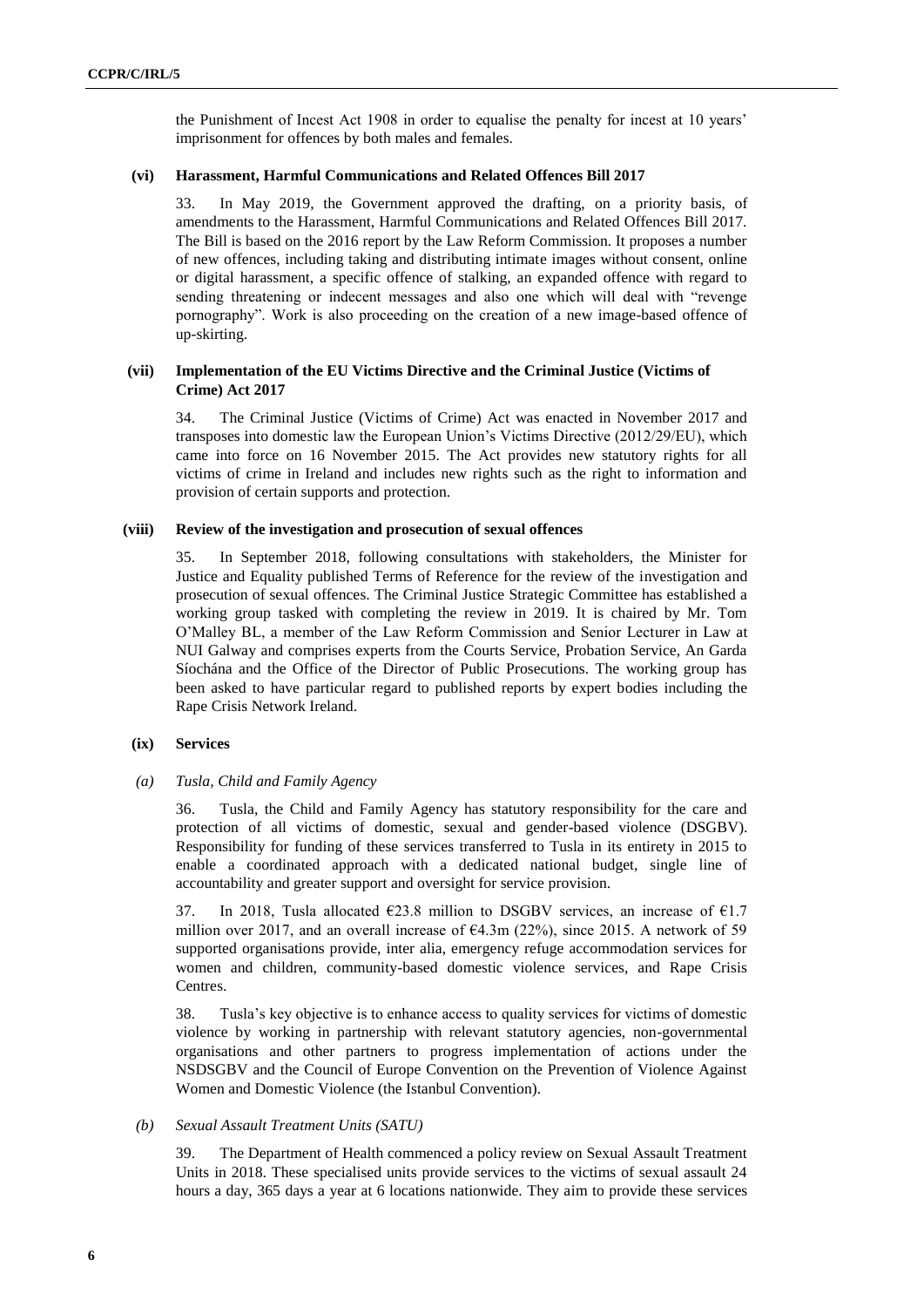the Punishment of Incest Act 1908 in order to equalise the penalty for incest at 10 years' imprisonment for offences by both males and females.

#### (vi) Harassment, Harmful Communications and Related Offences Bill 2017

33. In May 2019, the Government approved the drafting, on a priority basis, of amendments to the Harassment, Harmful Communications and Related Offences Bill 2017. The Bill is based on the 2016 report by the Law Reform Commission. It proposes a number of new offences, including taking and distributing intimate images without consent, online or digital harassment, a specific offence of stalking, an expanded offence with regard to sending threatening or indecent messages and also one which will deal with "revenge pornography". Work is also proceeding on the creation of a new image-based offence of up-skirting.

#### (vii) Implementation of the EU Victims Directive and the Criminal Justice (Victims of Crime) Act 2017

34. The Criminal Justice (Victims of Crime) Act was enacted in November 2017 and transposes into domestic law the European Union's Victims Directive (2012/29/EU), which came into force on 16 November 2015. The Act provides new statutory rights for all victims of crime in Ireland and includes new rights such as the right to information and provision of certain supports and protection.

#### (viii) Review of the investigation and prosecution of sexual offences

35. In September 2018, following consultations with stakeholders, the Minister for Justice and Equality published Terms of Reference for the review of the investigation and prosecution of sexual offences. The Criminal Justice Strategic Committee has established a working group tasked with completing the review in 2019. It is chaired by Mr. Tom O'Malley BL, a member of the Law Reform Commission and Senior Lecturer in Law at NUI Galway and comprises experts from the Courts Service, Probation Service, An Garda Síochána and the Office of the Director of Public Prosecutions. The working group has been asked to have particular regard to published reports by expert bodies including the Rape Crisis Network Ireland.

#### (ix) Services

##### *(a) Tusla, Child and Family Agency*

36. Tusla, the Child and Family Agency has statutory responsibility for the care and protection of all victims of domestic, sexual and gender-based violence (DSGBV). Responsibility for funding of these services transferred to Tusla in its entirety in 2015 to enable a coordinated approach with a dedicated national budget, single line of accountability and greater support and oversight for service provision.

37. In 2018, Tusla allocated €23.8 million to DSGBV services, an increase of €1.7 million over 2017, and an overall increase of €4.3m (22%), since 2015. A network of 59 supported organisations provide, inter alia, emergency refuge accommodation services for women and children, community-based domestic violence services, and Rape Crisis Centres.

38. Tusla's key objective is to enhance access to quality services for victims of domestic violence by working in partnership with relevant statutory agencies, non-governmental organisations and other partners to progress implementation of actions under the NSDSGBV and the Council of Europe Convention on the Prevention of Violence Against Women and Domestic Violence (the Istanbul Convention).

##### *(b) Sexual Assault Treatment Units (SATU)*

39. The Department of Health commenced a policy review on Sexual Assault Treatment Units in 2018. These specialised units provide services to the victims of sexual assault 24 hours a day, 365 days a year at 6 locations nationwide. They aim to provide these services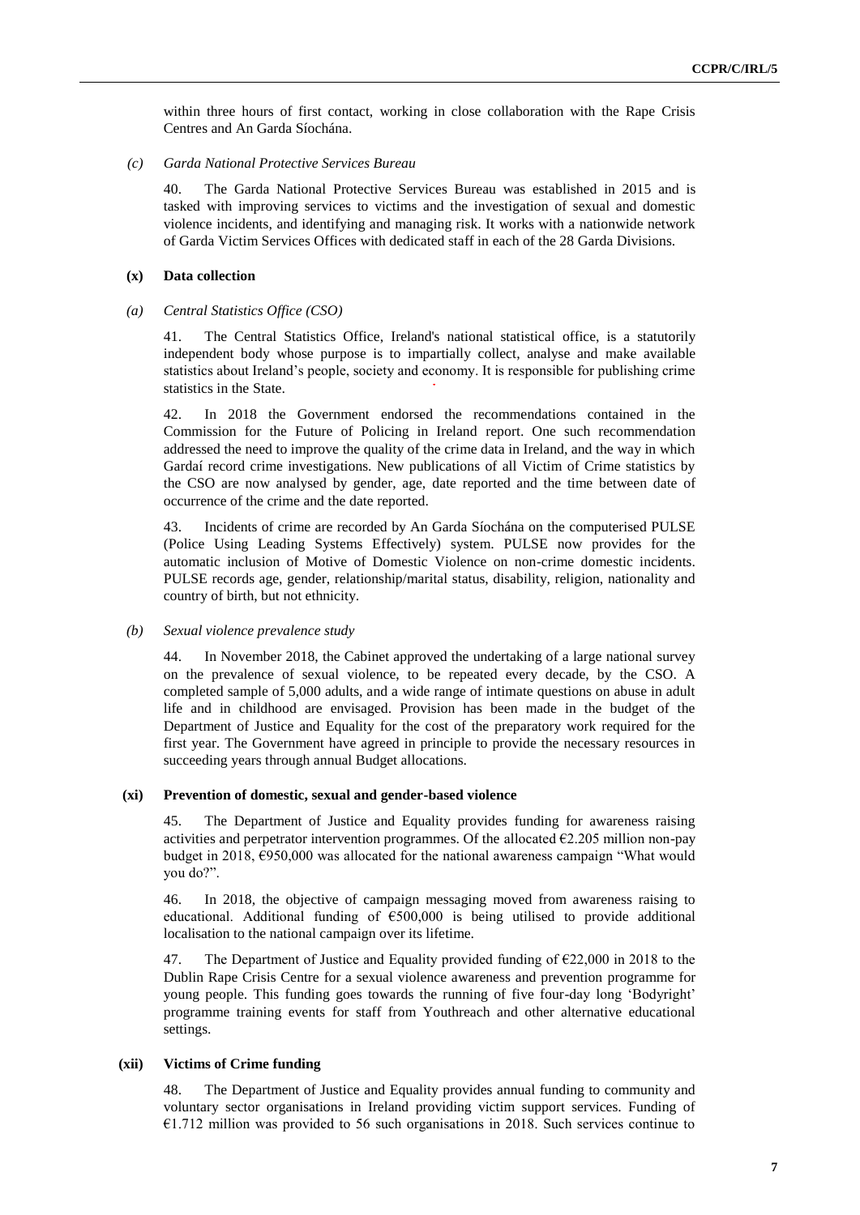within three hours of first contact, working in close collaboration with the Rape Crisis Centres and An Garda Síochána.

*(c) Garda National Protective Services Bureau*

40. The Garda National Protective Services Bureau was established in 2015 and is tasked with improving services to victims and the investigation of sexual and domestic violence incidents, and identifying and managing risk. It works with a nationwide network of Garda Victim Services Offices with dedicated staff in each of the 28 Garda Divisions.

### (x) Data collection

*(a) Central Statistics Office (CSO)*

41. The Central Statistics Office, Ireland's national statistical office, is a statutorily independent body whose purpose is to impartially collect, analyse and make available statistics about Ireland's people, society and economy. It is responsible for publishing crime statistics in the State.

42. In 2018 the Government endorsed the recommendations contained in the Commission for the Future of Policing in Ireland report. One such recommendation addressed the need to improve the quality of the crime data in Ireland, and the way in which Gardaí record crime investigations. New publications of all Victim of Crime statistics by the CSO are now analysed by gender, age, date reported and the time between date of occurrence of the crime and the date reported.

43. Incidents of crime are recorded by An Garda Síochána on the computerised PULSE (Police Using Leading Systems Effectively) system. PULSE now provides for the automatic inclusion of Motive of Domestic Violence on non-crime domestic incidents. PULSE records age, gender, relationship/marital status, disability, religion, nationality and country of birth, but not ethnicity.

*(b) Sexual violence prevalence study*

44. In November 2018, the Cabinet approved the undertaking of a large national survey on the prevalence of sexual violence, to be repeated every decade, by the CSO. A completed sample of 5,000 adults, and a wide range of intimate questions on abuse in adult life and in childhood are envisaged. Provision has been made in the budget of the Department of Justice and Equality for the cost of the preparatory work required for the first year. The Government have agreed in principle to provide the necessary resources in succeeding years through annual Budget allocations.

### (xi) Prevention of domestic, sexual and gender-based violence

45. The Department of Justice and Equality provides funding for awareness raising activities and perpetrator intervention programmes. Of the allocated €2.205 million non-pay budget in 2018, €950,000 was allocated for the national awareness campaign "What would you do?".

46. In 2018, the objective of campaign messaging moved from awareness raising to educational. Additional funding of €500,000 is being utilised to provide additional localisation to the national campaign over its lifetime.

47. The Department of Justice and Equality provided funding of €22,000 in 2018 to the Dublin Rape Crisis Centre for a sexual violence awareness and prevention programme for young people. This funding goes towards the running of five four-day long 'Bodyright' programme training events for staff from Youthreach and other alternative educational settings.

### (xii) Victims of Crime funding

48. The Department of Justice and Equality provides annual funding to community and voluntary sector organisations in Ireland providing victim support services. Funding of €1.712 million was provided to 56 such organisations in 2018. Such services continue to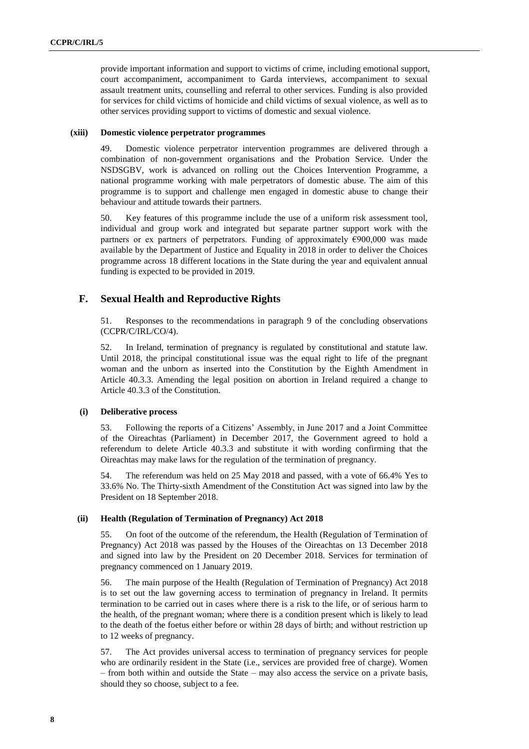provide important information and support to victims of crime, including emotional support, court accompaniment, accompaniment to Garda interviews, accompaniment to sexual assault treatment units, counselling and referral to other services. Funding is also provided for services for child victims of homicide and child victims of sexual violence, as well as to other services providing support to victims of domestic and sexual violence.

#### (xiii) Domestic violence perpetrator programmes

49. Domestic violence perpetrator intervention programmes are delivered through a combination of non-government organisations and the Probation Service. Under the NSDSGBV, work is advanced on rolling out the Choices Intervention Programme, a national programme working with male perpetrators of domestic abuse. The aim of this programme is to support and challenge men engaged in domestic abuse to change their behaviour and attitude towards their partners.

50. Key features of this programme include the use of a uniform risk assessment tool, individual and group work and integrated but separate partner support work with the partners or ex partners of perpetrators. Funding of approximately €900,000 was made available by the Department of Justice and Equality in 2018 in order to deliver the Choices programme across 18 different locations in the State during the year and equivalent annual funding is expected to be provided in 2019.

## F. Sexual Health and Reproductive Rights

51. Responses to the recommendations in paragraph 9 of the concluding observations (CCPR/C/IRL/CO/4).

52. In Ireland, termination of pregnancy is regulated by constitutional and statute law. Until 2018, the principal constitutional issue was the equal right to life of the pregnant woman and the unborn as inserted into the Constitution by the Eighth Amendment in Article 40.3.3. Amending the legal position on abortion in Ireland required a change to Article 40.3.3 of the Constitution.

#### (i) Deliberative process

53. Following the reports of a Citizens' Assembly, in June 2017 and a Joint Committee of the Oireachtas (Parliament) in December 2017, the Government agreed to hold a referendum to delete Article 40.3.3 and substitute it with wording confirming that the Oireachtas may make laws for the regulation of the termination of pregnancy.

54. The referendum was held on 25 May 2018 and passed, with a vote of 66.4% Yes to 33.6% No. The Thirty-sixth Amendment of the Constitution Act was signed into law by the President on 18 September 2018.

#### (ii) Health (Regulation of Termination of Pregnancy) Act 2018

55. On foot of the outcome of the referendum, the Health (Regulation of Termination of Pregnancy) Act 2018 was passed by the Houses of the Oireachtas on 13 December 2018 and signed into law by the President on 20 December 2018. Services for termination of pregnancy commenced on 1 January 2019.

56. The main purpose of the Health (Regulation of Termination of Pregnancy) Act 2018 is to set out the law governing access to termination of pregnancy in Ireland. It permits termination to be carried out in cases where there is a risk to the life, or of serious harm to the health, of the pregnant woman; where there is a condition present which is likely to lead to the death of the foetus either before or within 28 days of birth; and without restriction up to 12 weeks of pregnancy.

57. The Act provides universal access to termination of pregnancy services for people who are ordinarily resident in the State (i.e., services are provided free of charge). Women – from both within and outside the State – may also access the service on a private basis, should they so choose, subject to a fee.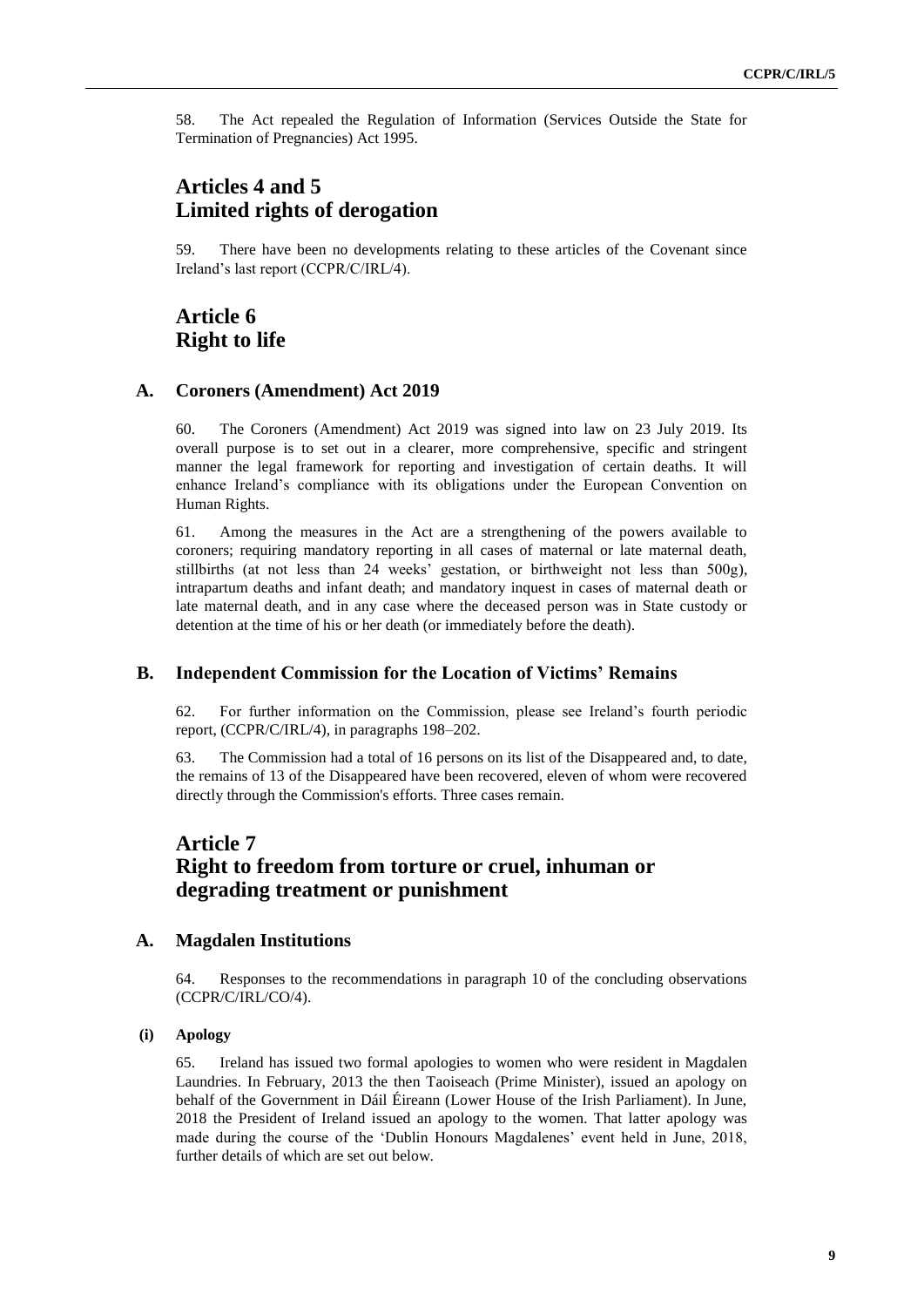58. The Act repealed the Regulation of Information (Services Outside the State for Termination of Pregnancies) Act 1995.

# Articles 4 and 5 Limited rights of derogation

59. There have been no developments relating to these articles of the Covenant since Ireland's last report (CCPR/C/IRL/4).

# Article 6 Right to life

## A. Coroners (Amendment) Act 2019

60. The Coroners (Amendment) Act 2019 was signed into law on 23 July 2019. Its overall purpose is to set out in a clearer, more comprehensive, specific and stringent manner the legal framework for reporting and investigation of certain deaths. It will enhance Ireland's compliance with its obligations under the European Convention on Human Rights.

61. Among the measures in the Act are a strengthening of the powers available to coroners; requiring mandatory reporting in all cases of maternal or late maternal death, stillbirths (at not less than 24 weeks' gestation, or birthweight not less than 500g), intrapartum deaths and infant death; and mandatory inquest in cases of maternal death or late maternal death, and in any case where the deceased person was in State custody or detention at the time of his or her death (or immediately before the death).

## B. Independent Commission for the Location of Victims' Remains

62. For further information on the Commission, please see Ireland's fourth periodic report, (CCPR/C/IRL/4), in paragraphs 198–202.

63. The Commission had a total of 16 persons on its list of the Disappeared and, to date, the remains of 13 of the Disappeared have been recovered, eleven of whom were recovered directly through the Commission's efforts. Three cases remain.

# Article 7 Right to freedom from torture or cruel, inhuman or degrading treatment or punishment

## A. Magdalen Institutions

64. Responses to the recommendations in paragraph 10 of the concluding observations (CCPR/C/IRL/CO/4).

### (i) Apology

65. Ireland has issued two formal apologies to women who were resident in Magdalen Laundries. In February, 2013 the then Taoiseach (Prime Minister), issued an apology on behalf of the Government in Dáil Éireann (Lower House of the Irish Parliament). In June, 2018 the President of Ireland issued an apology to the women. That latter apology was made during the course of the 'Dublin Honours Magdalenes' event held in June, 2018, further details of which are set out below.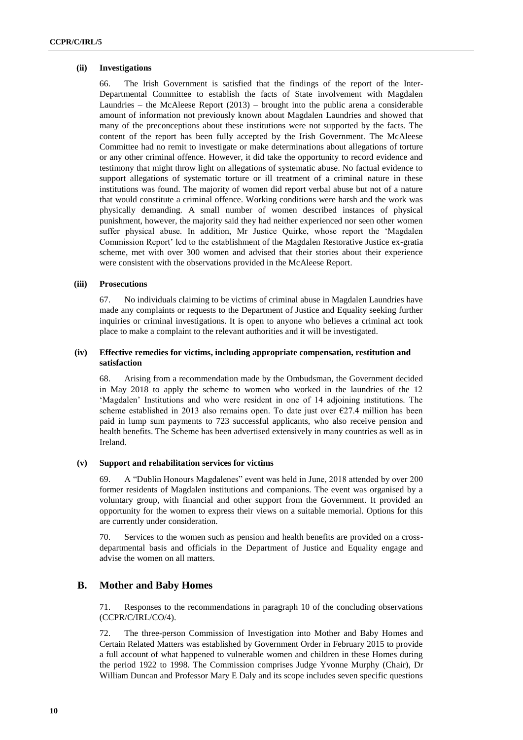#### (ii) Investigations

66. The Irish Government is satisfied that the findings of the report of the Inter-Departmental Committee to establish the facts of State involvement with Magdalen Laundries – the McAleese Report (2013) – brought into the public arena a considerable amount of information not previously known about Magdalen Laundries and showed that many of the preconceptions about these institutions were not supported by the facts. The content of the report has been fully accepted by the Irish Government. The McAleese Committee had no remit to investigate or make determinations about allegations of torture or any other criminal offence. However, it did take the opportunity to record evidence and testimony that might throw light on allegations of systematic abuse. No factual evidence to support allegations of systematic torture or ill treatment of a criminal nature in these institutions was found. The majority of women did report verbal abuse but not of a nature that would constitute a criminal offence. Working conditions were harsh and the work was physically demanding. A small number of women described instances of physical punishment, however, the majority said they had neither experienced nor seen other women suffer physical abuse. In addition, Mr Justice Quirke, whose report the 'Magdalen Commission Report' led to the establishment of the Magdalen Restorative Justice ex-gratia scheme, met with over 300 women and advised that their stories about their experience were consistent with the observations provided in the McAleese Report.

#### (iii) Prosecutions

67. No individuals claiming to be victims of criminal abuse in Magdalen Laundries have made any complaints or requests to the Department of Justice and Equality seeking further inquiries or criminal investigations. It is open to anyone who believes a criminal act took place to make a complaint to the relevant authorities and it will be investigated.

#### (iv) Effective remedies for victims, including appropriate compensation, restitution and satisfaction

68. Arising from a recommendation made by the Ombudsman, the Government decided in May 2018 to apply the scheme to women who worked in the laundries of the 12 'Magdalen' Institutions and who were resident in one of 14 adjoining institutions. The scheme established in 2013 also remains open. To date just over €27.4 million has been paid in lump sum payments to 723 successful applicants, who also receive pension and health benefits. The Scheme has been advertised extensively in many countries as well as in Ireland.

#### (v) Support and rehabilitation services for victims

69. A "Dublin Honours Magdalenes" event was held in June, 2018 attended by over 200 former residents of Magdalen institutions and companions. The event was organised by a voluntary group, with financial and other support from the Government. It provided an opportunity for the women to express their views on a suitable memorial. Options for this are currently under consideration.

70. Services to the women such as pension and health benefits are provided on a cross-departmental basis and officials in the Department of Justice and Equality engage and advise the women on all matters.

## B. Mother and Baby Homes

71. Responses to the recommendations in paragraph 10 of the concluding observations (CCPR/C/IRL/CO/4).

72. The three-person Commission of Investigation into Mother and Baby Homes and Certain Related Matters was established by Government Order in February 2015 to provide a full account of what happened to vulnerable women and children in these Homes during the period 1922 to 1998. The Commission comprises Judge Yvonne Murphy (Chair), Dr William Duncan and Professor Mary E Daly and its scope includes seven specific questions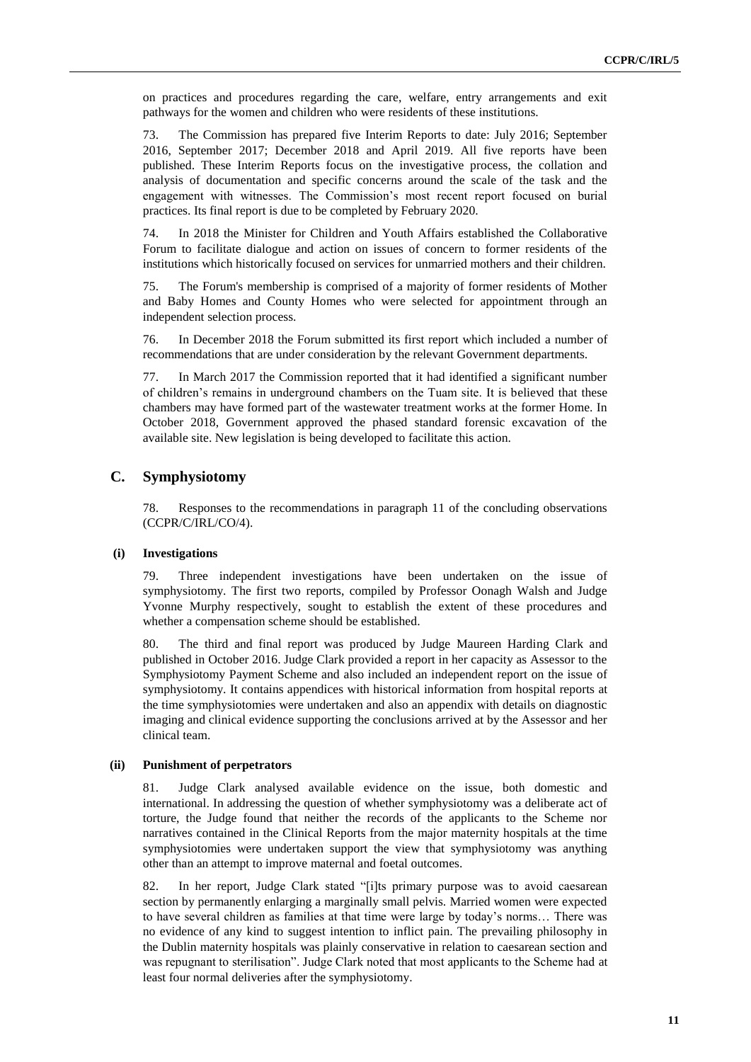on practices and procedures regarding the care, welfare, entry arrangements and exit pathways for the women and children who were residents of these institutions.

73. The Commission has prepared five Interim Reports to date: July 2016; September 2016, September 2017; December 2018 and April 2019. All five reports have been published. These Interim Reports focus on the investigative process, the collation and analysis of documentation and specific concerns around the scale of the task and the engagement with witnesses. The Commission's most recent report focused on burial practices. Its final report is due to be completed by February 2020.

74. In 2018 the Minister for Children and Youth Affairs established the Collaborative Forum to facilitate dialogue and action on issues of concern to former residents of the institutions which historically focused on services for unmarried mothers and their children.

75. The Forum's membership is comprised of a majority of former residents of Mother and Baby Homes and County Homes who were selected for appointment through an independent selection process.

76. In December 2018 the Forum submitted its first report which included a number of recommendations that are under consideration by the relevant Government departments.

77. In March 2017 the Commission reported that it had identified a significant number of children's remains in underground chambers on the Tuam site. It is believed that these chambers may have formed part of the wastewater treatment works at the former Home. In October 2018, Government approved the phased standard forensic excavation of the available site. New legislation is being developed to facilitate this action.

## C. Symphysiotomy

78. Responses to the recommendations in paragraph 11 of the concluding observations (CCPR/C/IRL/CO/4).

### (i) Investigations

79. Three independent investigations have been undertaken on the issue of symphysiotomy. The first two reports, compiled by Professor Oonagh Walsh and Judge Yvonne Murphy respectively, sought to establish the extent of these procedures and whether a compensation scheme should be established.

80. The third and final report was produced by Judge Maureen Harding Clark and published in October 2016. Judge Clark provided a report in her capacity as Assessor to the Symphysiotomy Payment Scheme and also included an independent report on the issue of symphysiotomy. It contains appendices with historical information from hospital reports at the time symphysiotomies were undertaken and also an appendix with details on diagnostic imaging and clinical evidence supporting the conclusions arrived at by the Assessor and her clinical team.

### (ii) Punishment of perpetrators

81. Judge Clark analysed available evidence on the issue, both domestic and international. In addressing the question of whether symphysiotomy was a deliberate act of torture, the Judge found that neither the records of the applicants to the Scheme nor narratives contained in the Clinical Reports from the major maternity hospitals at the time symphysiotomies were undertaken support the view that symphysiotomy was anything other than an attempt to improve maternal and foetal outcomes.

82. In her report, Judge Clark stated "[i]ts primary purpose was to avoid caesarean section by permanently enlarging a marginally small pelvis. Married women were expected to have several children as families at that time were large by today's norms… There was no evidence of any kind to suggest intention to inflict pain. The prevailing philosophy in the Dublin maternity hospitals was plainly conservative in relation to caesarean section and was repugnant to sterilisation". Judge Clark noted that most applicants to the Scheme had at least four normal deliveries after the symphysiotomy.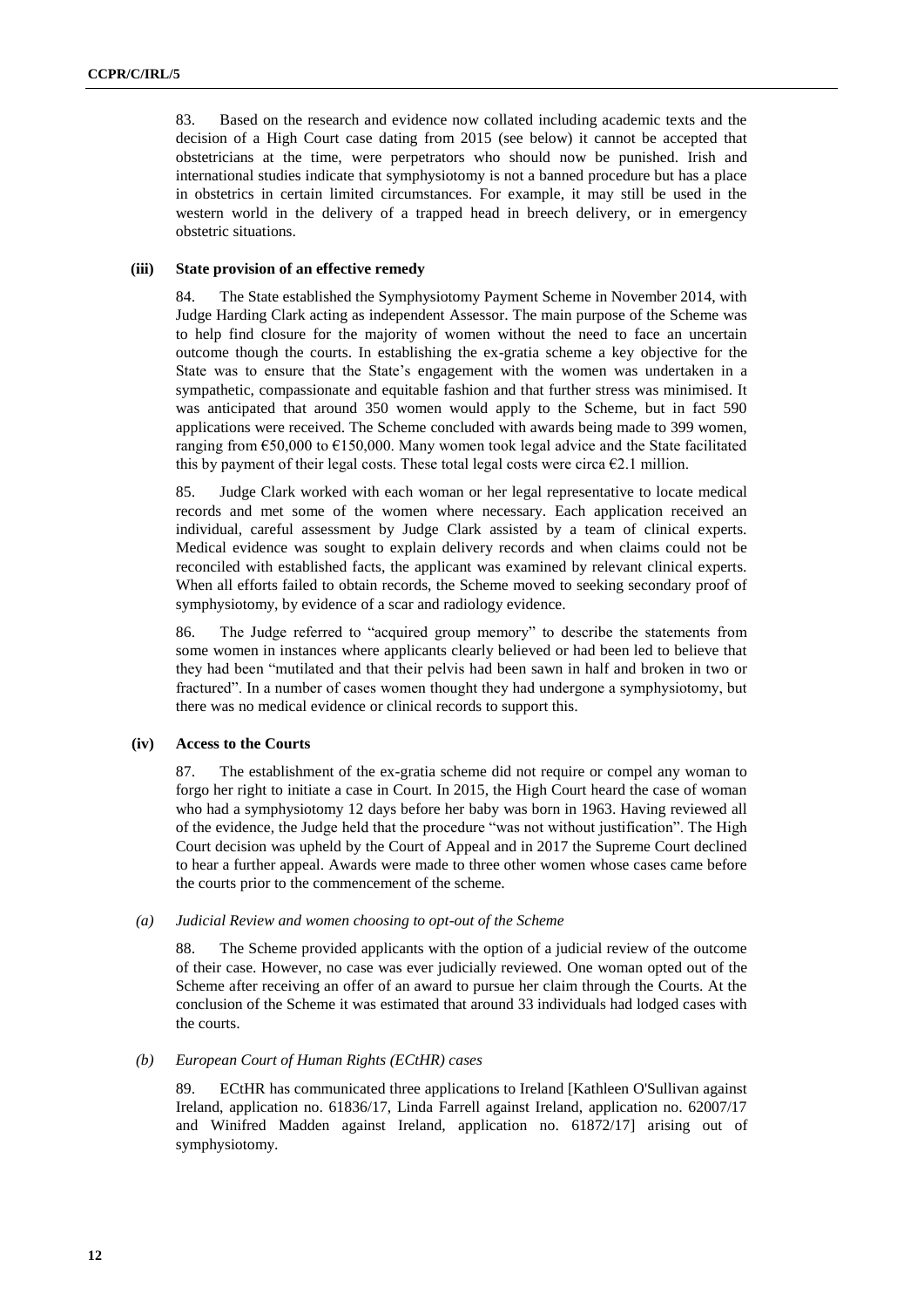83. Based on the research and evidence now collated including academic texts and the decision of a High Court case dating from 2015 (see below) it cannot be accepted that obstetricians at the time, were perpetrators who should now be punished. Irish and international studies indicate that symphysiotomy is not a banned procedure but has a place in obstetrics in certain limited circumstances. For example, it may still be used in the western world in the delivery of a trapped head in breech delivery, or in emergency obstetric situations.

### (iii) State provision of an effective remedy

84. The State established the Symphysiotomy Payment Scheme in November 2014, with Judge Harding Clark acting as independent Assessor. The main purpose of the Scheme was to help find closure for the majority of women without the need to face an uncertain outcome though the courts. In establishing the ex-gratia scheme a key objective for the State was to ensure that the State's engagement with the women was undertaken in a sympathetic, compassionate and equitable fashion and that further stress was minimised. It was anticipated that around 350 women would apply to the Scheme, but in fact 590 applications were received. The Scheme concluded with awards being made to 399 women, ranging from €50,000 to €150,000. Many women took legal advice and the State facilitated this by payment of their legal costs. These total legal costs were circa €2.1 million.

85. Judge Clark worked with each woman or her legal representative to locate medical records and met some of the women where necessary. Each application received an individual, careful assessment by Judge Clark assisted by a team of clinical experts. Medical evidence was sought to explain delivery records and when claims could not be reconciled with established facts, the applicant was examined by relevant clinical experts. When all efforts failed to obtain records, the Scheme moved to seeking secondary proof of symphysiotomy, by evidence of a scar and radiology evidence.

86. The Judge referred to "acquired group memory" to describe the statements from some women in instances where applicants clearly believed or had been led to believe that they had been "mutilated and that their pelvis had been sawn in half and broken in two or fractured". In a number of cases women thought they had undergone a symphysiotomy, but there was no medical evidence or clinical records to support this.

### (iv) Access to the Courts

87. The establishment of the ex-gratia scheme did not require or compel any woman to forgo her right to initiate a case in Court. In 2015, the High Court heard the case of woman who had a symphysiotomy 12 days before her baby was born in 1963. Having reviewed all of the evidence, the Judge held that the procedure "was not without justification". The High Court decision was upheld by the Court of Appeal and in 2017 the Supreme Court declined to hear a further appeal. Awards were made to three other women whose cases came before the courts prior to the commencement of the scheme.

#### *(a) Judicial Review and women choosing to opt-out of the Scheme*

88. The Scheme provided applicants with the option of a judicial review of the outcome of their case. However, no case was ever judicially reviewed. One woman opted out of the Scheme after receiving an offer of an award to pursue her claim through the Courts. At the conclusion of the Scheme it was estimated that around 33 individuals had lodged cases with the courts.

#### *(b) European Court of Human Rights (ECtHR) cases*

89. ECtHR has communicated three applications to Ireland [Kathleen O'Sullivan against Ireland, application no. 61836/17, Linda Farrell against Ireland, application no. 62007/17 and Winifred Madden against Ireland, application no. 61872/17] arising out of symphysiotomy.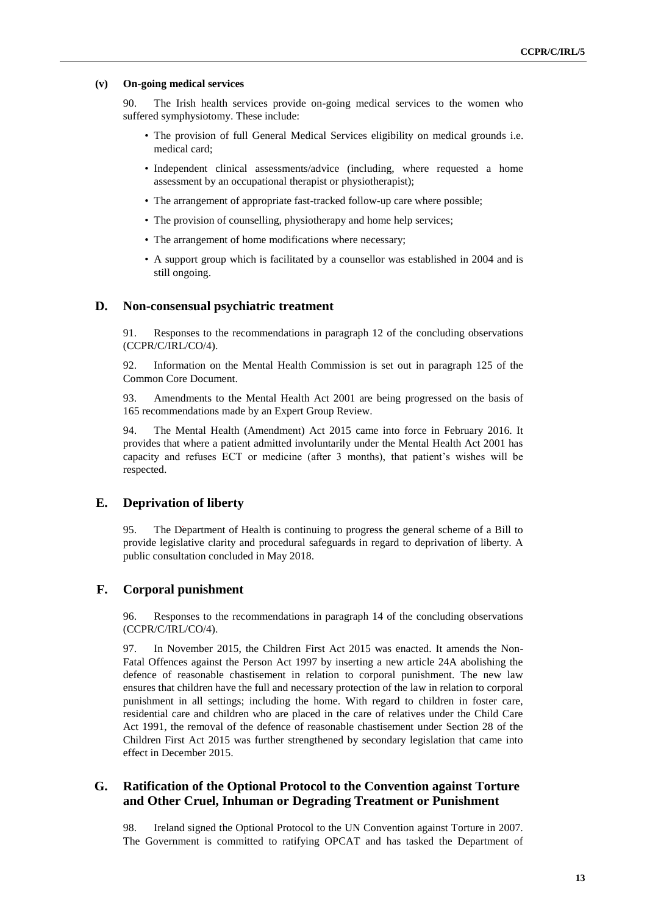#### (v) On-going medical services

90. The Irish health services provide on-going medical services to the women who suffered symphysiotomy. These include:

- The provision of full General Medical Services eligibility on medical grounds i.e. medical card;
- Independent clinical assessments/advice (including, where requested a home assessment by an occupational therapist or physiotherapist);
- The arrangement of appropriate fast-tracked follow-up care where possible;
- The provision of counselling, physiotherapy and home help services;
- The arrangement of home modifications where necessary;
- A support group which is facilitated by a counsellor was established in 2004 and is still ongoing.

### D. Non-consensual psychiatric treatment

91. Responses to the recommendations in paragraph 12 of the concluding observations (CCPR/C/IRL/CO/4).

92. Information on the Mental Health Commission is set out in paragraph 125 of the Common Core Document.

93. Amendments to the Mental Health Act 2001 are being progressed on the basis of 165 recommendations made by an Expert Group Review.

94. The Mental Health (Amendment) Act 2015 came into force in February 2016. It provides that where a patient admitted involuntarily under the Mental Health Act 2001 has capacity and refuses ECT or medicine (after 3 months), that patient's wishes will be respected.

### E. Deprivation of liberty

95. The Department of Health is continuing to progress the general scheme of a Bill to provide legislative clarity and procedural safeguards in regard to deprivation of liberty. A public consultation concluded in May 2018.

### F. Corporal punishment

96. Responses to the recommendations in paragraph 14 of the concluding observations (CCPR/C/IRL/CO/4).

97. In November 2015, the Children First Act 2015 was enacted. It amends the Non-Fatal Offences against the Person Act 1997 by inserting a new article 24A abolishing the defence of reasonable chastisement in relation to corporal punishment. The new law ensures that children have the full and necessary protection of the law in relation to corporal punishment in all settings; including the home. With regard to children in foster care, residential care and children who are placed in the care of relatives under the Child Care Act 1991, the removal of the defence of reasonable chastisement under Section 28 of the Children First Act 2015 was further strengthened by secondary legislation that came into effect in December 2015.

### G. Ratification of the Optional Protocol to the Convention against Torture and Other Cruel, Inhuman or Degrading Treatment or Punishment

98. Ireland signed the Optional Protocol to the UN Convention against Torture in 2007. The Government is committed to ratifying OPCAT and has tasked the Department of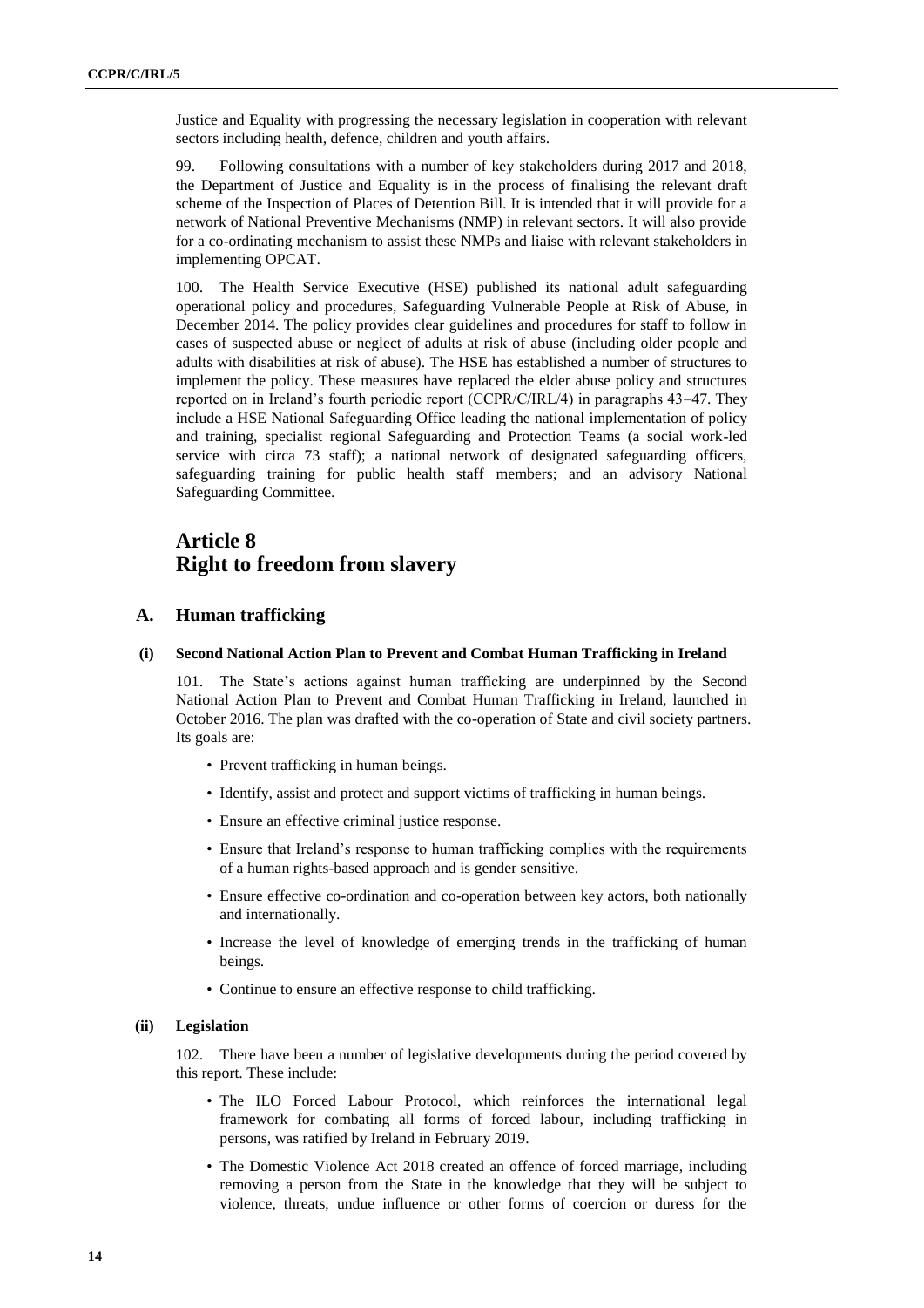Justice and Equality with progressing the necessary legislation in cooperation with relevant sectors including health, defence, children and youth affairs.

99. Following consultations with a number of key stakeholders during 2017 and 2018, the Department of Justice and Equality is in the process of finalising the relevant draft scheme of the Inspection of Places of Detention Bill. It is intended that it will provide for a network of National Preventive Mechanisms (NMP) in relevant sectors. It will also provide for a co-ordinating mechanism to assist these NMPs and liaise with relevant stakeholders in implementing OPCAT.

100. The Health Service Executive (HSE) published its national adult safeguarding operational policy and procedures, Safeguarding Vulnerable People at Risk of Abuse, in December 2014. The policy provides clear guidelines and procedures for staff to follow in cases of suspected abuse or neglect of adults at risk of abuse (including older people and adults with disabilities at risk of abuse). The HSE has established a number of structures to implement the policy. These measures have replaced the elder abuse policy and structures reported on in Ireland's fourth periodic report (CCPR/C/IRL/4) in paragraphs 43–47. They include a HSE National Safeguarding Office leading the national implementation of policy and training, specialist regional Safeguarding and Protection Teams (a social work-led service with circa 73 staff); a national network of designated safeguarding officers, safeguarding training for public health staff members; and an advisory National Safeguarding Committee.

# Article 8
# Right to freedom from slavery

## A. Human trafficking

### (i) Second National Action Plan to Prevent and Combat Human Trafficking in Ireland

101. The State's actions against human trafficking are underpinned by the Second National Action Plan to Prevent and Combat Human Trafficking in Ireland, launched in October 2016. The plan was drafted with the co-operation of State and civil society partners. Its goals are:

- Prevent trafficking in human beings.
- Identify, assist and protect and support victims of trafficking in human beings.
- Ensure an effective criminal justice response.
- Ensure that Ireland's response to human trafficking complies with the requirements of a human rights-based approach and is gender sensitive.
- Ensure effective co-ordination and co-operation between key actors, both nationally and internationally.
- Increase the level of knowledge of emerging trends in the trafficking of human beings.
- Continue to ensure an effective response to child trafficking.

### (ii) Legislation

102. There have been a number of legislative developments during the period covered by this report. These include:

- The ILO Forced Labour Protocol, which reinforces the international legal framework for combating all forms of forced labour, including trafficking in persons, was ratified by Ireland in February 2019.
- The Domestic Violence Act 2018 created an offence of forced marriage, including removing a person from the State in the knowledge that they will be subject to violence, threats, undue influence or other forms of coercion or duress for the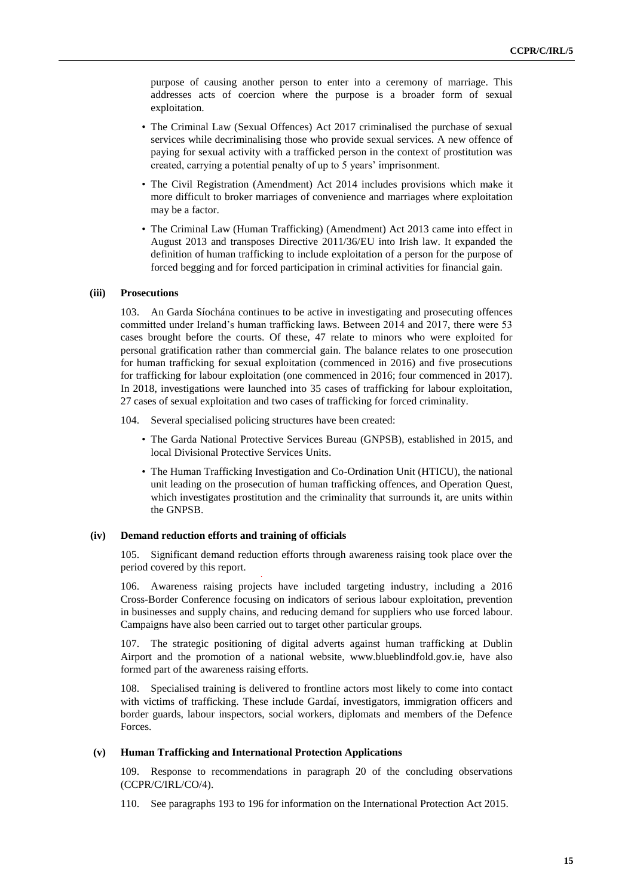purpose of causing another person to enter into a ceremony of marriage. This addresses acts of coercion where the purpose is a broader form of sexual exploitation.

- The Criminal Law (Sexual Offences) Act 2017 criminalised the purchase of sexual services while decriminalising those who provide sexual services. A new offence of paying for sexual activity with a trafficked person in the context of prostitution was created, carrying a potential penalty of up to 5 years' imprisonment.
- The Civil Registration (Amendment) Act 2014 includes provisions which make it more difficult to broker marriages of convenience and marriages where exploitation may be a factor.
- The Criminal Law (Human Trafficking) (Amendment) Act 2013 came into effect in August 2013 and transposes Directive 2011/36/EU into Irish law. It expanded the definition of human trafficking to include exploitation of a person for the purpose of forced begging and for forced participation in criminal activities for financial gain.

#### (iii) Prosecutions

103. An Garda Síochána continues to be active in investigating and prosecuting offences committed under Ireland's human trafficking laws. Between 2014 and 2017, there were 53 cases brought before the courts. Of these, 47 relate to minors who were exploited for personal gratification rather than commercial gain. The balance relates to one prosecution for human trafficking for sexual exploitation (commenced in 2016) and five prosecutions for trafficking for labour exploitation (one commenced in 2016; four commenced in 2017). In 2018, investigations were launched into 35 cases of trafficking for labour exploitation, 27 cases of sexual exploitation and two cases of trafficking for forced criminality.

104. Several specialised policing structures have been created:

- The Garda National Protective Services Bureau (GNPSB), established in 2015, and local Divisional Protective Services Units.
- The Human Trafficking Investigation and Co-Ordination Unit (HTICU), the national unit leading on the prosecution of human trafficking offences, and Operation Quest, which investigates prostitution and the criminality that surrounds it, are units within the GNPSB.

#### (iv) Demand reduction efforts and training of officials

105. Significant demand reduction efforts through awareness raising took place over the period covered by this report.

106. Awareness raising projects have included targeting industry, including a 2016 Cross-Border Conference focusing on indicators of serious labour exploitation, prevention in businesses and supply chains, and reducing demand for suppliers who use forced labour. Campaigns have also been carried out to target other particular groups.

107. The strategic positioning of digital adverts against human trafficking at Dublin Airport and the promotion of a national website, www.blueblindfold.gov.ie, have also formed part of the awareness raising efforts.

108. Specialised training is delivered to frontline actors most likely to come into contact with victims of trafficking. These include Gardaí, investigators, immigration officers and border guards, labour inspectors, social workers, diplomats and members of the Defence Forces.

#### (v) Human Trafficking and International Protection Applications

109. Response to recommendations in paragraph 20 of the concluding observations (CCPR/C/IRL/CO/4).

110. See paragraphs 193 to 196 for information on the International Protection Act 2015.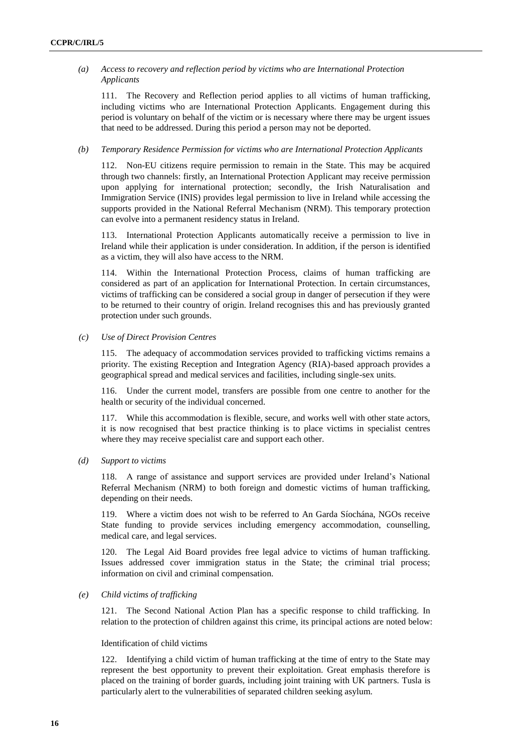*(a) Access to recovery and reflection period by victims who are International Protection Applicants*

111. The Recovery and Reflection period applies to all victims of human trafficking, including victims who are International Protection Applicants. Engagement during this period is voluntary on behalf of the victim or is necessary where there may be urgent issues that need to be addressed. During this period a person may not be deported.

*(b) Temporary Residence Permission for victims who are International Protection Applicants*

112. Non-EU citizens require permission to remain in the State. This may be acquired through two channels: firstly, an International Protection Applicant may receive permission upon applying for international protection; secondly, the Irish Naturalisation and Immigration Service (INIS) provides legal permission to live in Ireland while accessing the supports provided in the National Referral Mechanism (NRM). This temporary protection can evolve into a permanent residency status in Ireland.

113. International Protection Applicants automatically receive a permission to live in Ireland while their application is under consideration. In addition, if the person is identified as a victim, they will also have access to the NRM.

114. Within the International Protection Process, claims of human trafficking are considered as part of an application for International Protection. In certain circumstances, victims of trafficking can be considered a social group in danger of persecution if they were to be returned to their country of origin. Ireland recognises this and has previously granted protection under such grounds.

*(c) Use of Direct Provision Centres*

115. The adequacy of accommodation services provided to trafficking victims remains a priority. The existing Reception and Integration Agency (RIA)-based approach provides a geographical spread and medical services and facilities, including single-sex units.

116. Under the current model, transfers are possible from one centre to another for the health or security of the individual concerned.

117. While this accommodation is flexible, secure, and works well with other state actors, it is now recognised that best practice thinking is to place victims in specialist centres where they may receive specialist care and support each other.

*(d) Support to victims*

118. A range of assistance and support services are provided under Ireland's National Referral Mechanism (NRM) to both foreign and domestic victims of human trafficking, depending on their needs.

119. Where a victim does not wish to be referred to An Garda Síochána, NGOs receive State funding to provide services including emergency accommodation, counselling, medical care, and legal services.

120. The Legal Aid Board provides free legal advice to victims of human trafficking. Issues addressed cover immigration status in the State; the criminal trial process; information on civil and criminal compensation.

*(e) Child victims of trafficking*

121. The Second National Action Plan has a specific response to child trafficking. In relation to the protection of children against this crime, its principal actions are noted below:

Identification of child victims

122. Identifying a child victim of human trafficking at the time of entry to the State may represent the best opportunity to prevent their exploitation. Great emphasis therefore is placed on the training of border guards, including joint training with UK partners. Tusla is particularly alert to the vulnerabilities of separated children seeking asylum.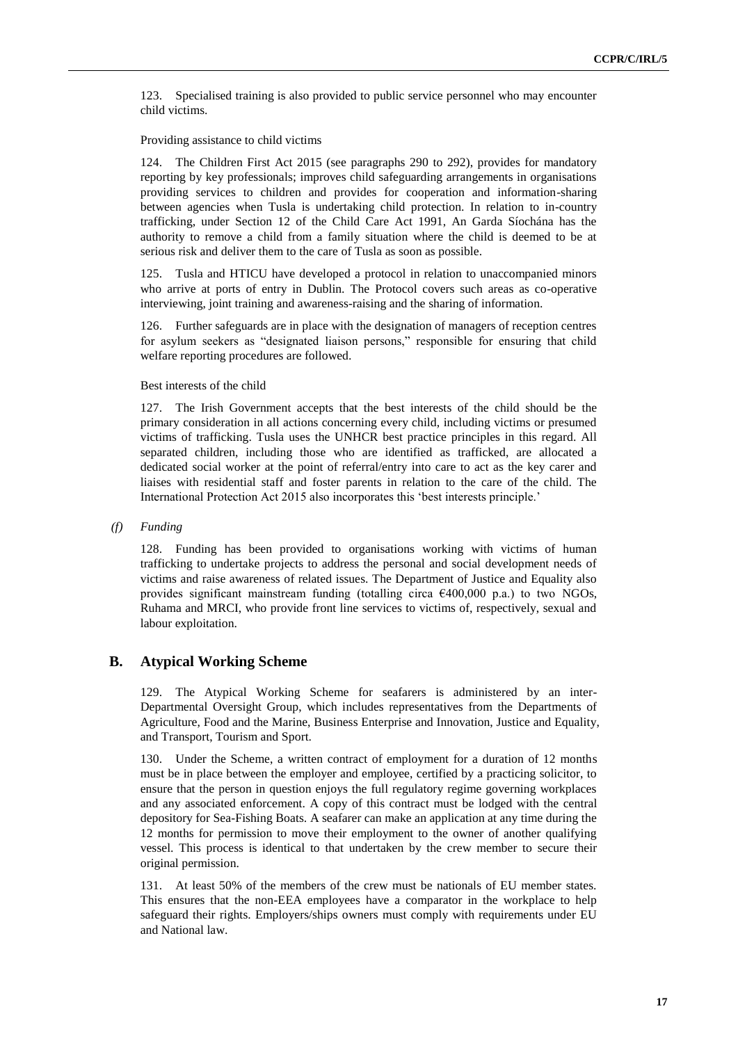123. Specialised training is also provided to public service personnel who may encounter child victims.

Providing assistance to child victims

124. The Children First Act 2015 (see paragraphs 290 to 292), provides for mandatory reporting by key professionals; improves child safeguarding arrangements in organisations providing services to children and provides for cooperation and information-sharing between agencies when Tusla is undertaking child protection. In relation to in-country trafficking, under Section 12 of the Child Care Act 1991, An Garda Síochána has the authority to remove a child from a family situation where the child is deemed to be at serious risk and deliver them to the care of Tusla as soon as possible.

125. Tusla and HTICU have developed a protocol in relation to unaccompanied minors who arrive at ports of entry in Dublin. The Protocol covers such areas as co-operative interviewing, joint training and awareness-raising and the sharing of information.

126. Further safeguards are in place with the designation of managers of reception centres for asylum seekers as "designated liaison persons," responsible for ensuring that child welfare reporting procedures are followed.

Best interests of the child

127. The Irish Government accepts that the best interests of the child should be the primary consideration in all actions concerning every child, including victims or presumed victims of trafficking. Tusla uses the UNHCR best practice principles in this regard. All separated children, including those who are identified as trafficked, are allocated a dedicated social worker at the point of referral/entry into care to act as the key carer and liaises with residential staff and foster parents in relation to the care of the child. The International Protection Act 2015 also incorporates this 'best interests principle.'

*(f) Funding*

128. Funding has been provided to organisations working with victims of human trafficking to undertake projects to address the personal and social development needs of victims and raise awareness of related issues. The Department of Justice and Equality also provides significant mainstream funding (totalling circa €400,000 p.a.) to two NGOs, Ruhama and MRCI, who provide front line services to victims of, respectively, sexual and labour exploitation.

## B. Atypical Working Scheme

129. The Atypical Working Scheme for seafarers is administered by an inter-Departmental Oversight Group, which includes representatives from the Departments of Agriculture, Food and the Marine, Business Enterprise and Innovation, Justice and Equality, and Transport, Tourism and Sport.

130. Under the Scheme, a written contract of employment for a duration of 12 months must be in place between the employer and employee, certified by a practicing solicitor, to ensure that the person in question enjoys the full regulatory regime governing workplaces and any associated enforcement. A copy of this contract must be lodged with the central depository for Sea-Fishing Boats. A seafarer can make an application at any time during the 12 months for permission to move their employment to the owner of another qualifying vessel. This process is identical to that undertaken by the crew member to secure their original permission.

131. At least 50% of the members of the crew must be nationals of EU member states. This ensures that the non-EEA employees have a comparator in the workplace to help safeguard their rights. Employers/ships owners must comply with requirements under EU and National law.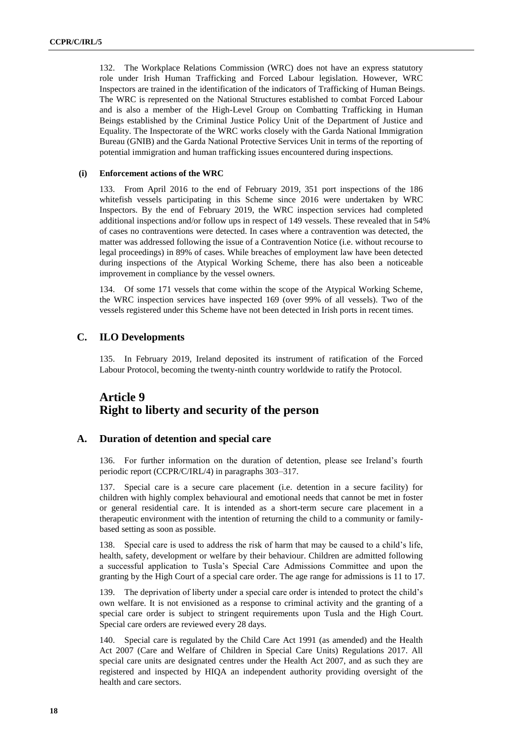132. The Workplace Relations Commission (WRC) does not have an express statutory role under Irish Human Trafficking and Forced Labour legislation. However, WRC Inspectors are trained in the identification of the indicators of Trafficking of Human Beings. The WRC is represented on the National Structures established to combat Forced Labour and is also a member of the High-Level Group on Combatting Trafficking in Human Beings established by the Criminal Justice Policy Unit of the Department of Justice and Equality. The Inspectorate of the WRC works closely with the Garda National Immigration Bureau (GNIB) and the Garda National Protective Services Unit in terms of the reporting of potential immigration and human trafficking issues encountered during inspections.

#### (i) Enforcement actions of the WRC

133. From April 2016 to the end of February 2019, 351 port inspections of the 186 whitefish vessels participating in this Scheme since 2016 were undertaken by WRC Inspectors. By the end of February 2019, the WRC inspection services had completed additional inspections and/or follow ups in respect of 149 vessels. These revealed that in 54% of cases no contraventions were detected. In cases where a contravention was detected, the matter was addressed following the issue of a Contravention Notice (i.e. without recourse to legal proceedings) in 89% of cases. While breaches of employment law have been detected during inspections of the Atypical Working Scheme, there has also been a noticeable improvement in compliance by the vessel owners.

134. Of some 171 vessels that come within the scope of the Atypical Working Scheme, the WRC inspection services have inspected 169 (over 99% of all vessels). Two of the vessels registered under this Scheme have not been detected in Irish ports in recent times.

### C. ILO Developments

135. In February 2019, Ireland deposited its instrument of ratification of the Forced Labour Protocol, becoming the twenty-ninth country worldwide to ratify the Protocol.

## Article 9
## Right to liberty and security of the person

### A. Duration of detention and special care

136. For further information on the duration of detention, please see Ireland's fourth periodic report (CCPR/C/IRL/4) in paragraphs 303–317.

137. Special care is a secure care placement (i.e. detention in a secure facility) for children with highly complex behavioural and emotional needs that cannot be met in foster or general residential care. It is intended as a short-term secure care placement in a therapeutic environment with the intention of returning the child to a community or family-based setting as soon as possible.

138. Special care is used to address the risk of harm that may be caused to a child's life, health, safety, development or welfare by their behaviour. Children are admitted following a successful application to Tusla's Special Care Admissions Committee and upon the granting by the High Court of a special care order. The age range for admissions is 11 to 17.

139. The deprivation of liberty under a special care order is intended to protect the child's own welfare. It is not envisioned as a response to criminal activity and the granting of a special care order is subject to stringent requirements upon Tusla and the High Court. Special care orders are reviewed every 28 days.

140. Special care is regulated by the Child Care Act 1991 (as amended) and the Health Act 2007 (Care and Welfare of Children in Special Care Units) Regulations 2017. All special care units are designated centres under the Health Act 2007, and as such they are registered and inspected by HIQA an independent authority providing oversight of the health and care sectors.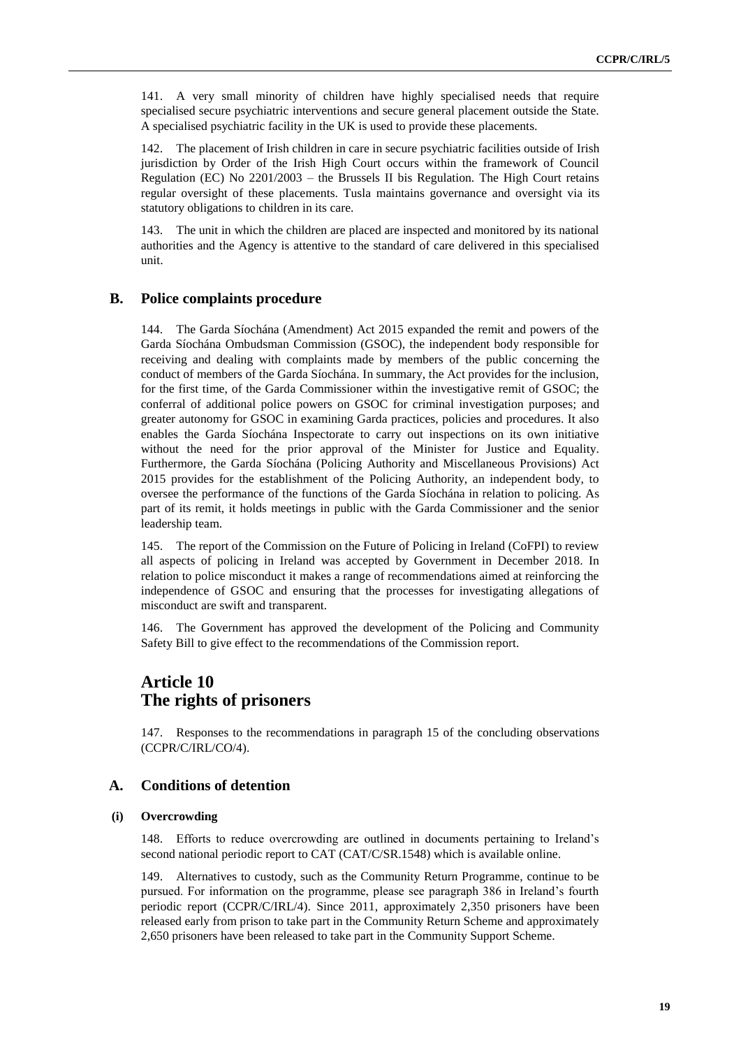141. A very small minority of children have highly specialised needs that require specialised secure psychiatric interventions and secure general placement outside the State. A specialised psychiatric facility in the UK is used to provide these placements.

142. The placement of Irish children in care in secure psychiatric facilities outside of Irish jurisdiction by Order of the Irish High Court occurs within the framework of Council Regulation (EC) No 2201/2003 – the Brussels II bis Regulation. The High Court retains regular oversight of these placements. Tusla maintains governance and oversight via its statutory obligations to children in its care.

143. The unit in which the children are placed are inspected and monitored by its national authorities and the Agency is attentive to the standard of care delivered in this specialised unit.

## B. Police complaints procedure

144. The Garda Síochána (Amendment) Act 2015 expanded the remit and powers of the Garda Síochána Ombudsman Commission (GSOC), the independent body responsible for receiving and dealing with complaints made by members of the public concerning the conduct of members of the Garda Síochána. In summary, the Act provides for the inclusion, for the first time, of the Garda Commissioner within the investigative remit of GSOC; the conferral of additional police powers on GSOC for criminal investigation purposes; and greater autonomy for GSOC in examining Garda practices, policies and procedures. It also enables the Garda Síochána Inspectorate to carry out inspections on its own initiative without the need for the prior approval of the Minister for Justice and Equality. Furthermore, the Garda Síochána (Policing Authority and Miscellaneous Provisions) Act 2015 provides for the establishment of the Policing Authority, an independent body, to oversee the performance of the functions of the Garda Síochána in relation to policing. As part of its remit, it holds meetings in public with the Garda Commissioner and the senior leadership team.

145. The report of the Commission on the Future of Policing in Ireland (CoFPI) to review all aspects of policing in Ireland was accepted by Government in December 2018. In relation to police misconduct it makes a range of recommendations aimed at reinforcing the independence of GSOC and ensuring that the processes for investigating allegations of misconduct are swift and transparent.

146. The Government has approved the development of the Policing and Community Safety Bill to give effect to the recommendations of the Commission report.

# Article 10
# The rights of prisoners

147. Responses to the recommendations in paragraph 15 of the concluding observations (CCPR/C/IRL/CO/4).

## A. Conditions of detention

### (i) Overcrowding

148. Efforts to reduce overcrowding are outlined in documents pertaining to Ireland's second national periodic report to CAT (CAT/C/SR.1548) which is available online.

149. Alternatives to custody, such as the Community Return Programme, continue to be pursued. For information on the programme, please see paragraph 386 in Ireland's fourth periodic report (CCPR/C/IRL/4). Since 2011, approximately 2,350 prisoners have been released early from prison to take part in the Community Return Scheme and approximately 2,650 prisoners have been released to take part in the Community Support Scheme.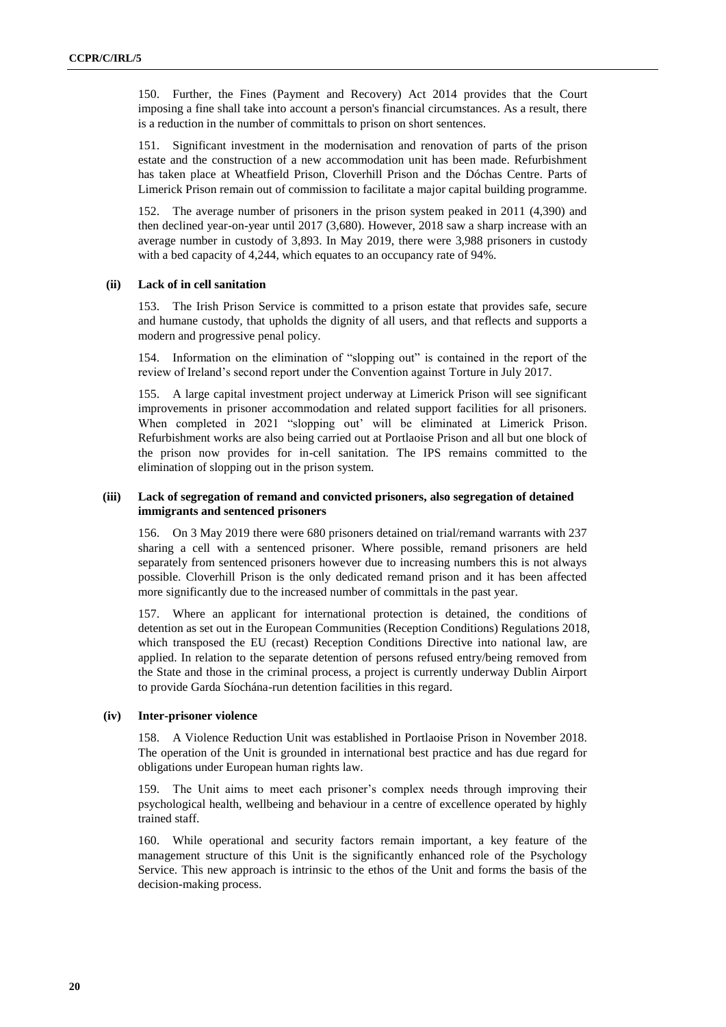150. Further, the Fines (Payment and Recovery) Act 2014 provides that the Court imposing a fine shall take into account a person's financial circumstances. As a result, there is a reduction in the number of committals to prison on short sentences.

151. Significant investment in the modernisation and renovation of parts of the prison estate and the construction of a new accommodation unit has been made. Refurbishment has taken place at Wheatfield Prison, Cloverhill Prison and the Dóchas Centre. Parts of Limerick Prison remain out of commission to facilitate a major capital building programme.

152. The average number of prisoners in the prison system peaked in 2011 (4,390) and then declined year-on-year until 2017 (3,680). However, 2018 saw a sharp increase with an average number in custody of 3,893. In May 2019, there were 3,988 prisoners in custody with a bed capacity of 4,244, which equates to an occupancy rate of 94%.

#### (ii) Lack of in cell sanitation

153. The Irish Prison Service is committed to a prison estate that provides safe, secure and humane custody, that upholds the dignity of all users, and that reflects and supports a modern and progressive penal policy.

154. Information on the elimination of "slopping out" is contained in the report of the review of Ireland's second report under the Convention against Torture in July 2017.

155. A large capital investment project underway at Limerick Prison will see significant improvements in prisoner accommodation and related support facilities for all prisoners. When completed in 2021 "slopping out' will be eliminated at Limerick Prison. Refurbishment works are also being carried out at Portlaoise Prison and all but one block of the prison now provides for in-cell sanitation. The IPS remains committed to the elimination of slopping out in the prison system.

#### (iii) Lack of segregation of remand and convicted prisoners, also segregation of detained immigrants and sentenced prisoners

156. On 3 May 2019 there were 680 prisoners detained on trial/remand warrants with 237 sharing a cell with a sentenced prisoner. Where possible, remand prisoners are held separately from sentenced prisoners however due to increasing numbers this is not always possible. Cloverhill Prison is the only dedicated remand prison and it has been affected more significantly due to the increased number of committals in the past year.

157. Where an applicant for international protection is detained, the conditions of detention as set out in the European Communities (Reception Conditions) Regulations 2018, which transposed the EU (recast) Reception Conditions Directive into national law, are applied. In relation to the separate detention of persons refused entry/being removed from the State and those in the criminal process, a project is currently underway Dublin Airport to provide Garda Síochána-run detention facilities in this regard.

#### (iv) Inter-prisoner violence

158. A Violence Reduction Unit was established in Portlaoise Prison in November 2018. The operation of the Unit is grounded in international best practice and has due regard for obligations under European human rights law.

159. The Unit aims to meet each prisoner's complex needs through improving their psychological health, wellbeing and behaviour in a centre of excellence operated by highly trained staff.

160. While operational and security factors remain important, a key feature of the management structure of this Unit is the significantly enhanced role of the Psychology Service. This new approach is intrinsic to the ethos of the Unit and forms the basis of the decision-making process.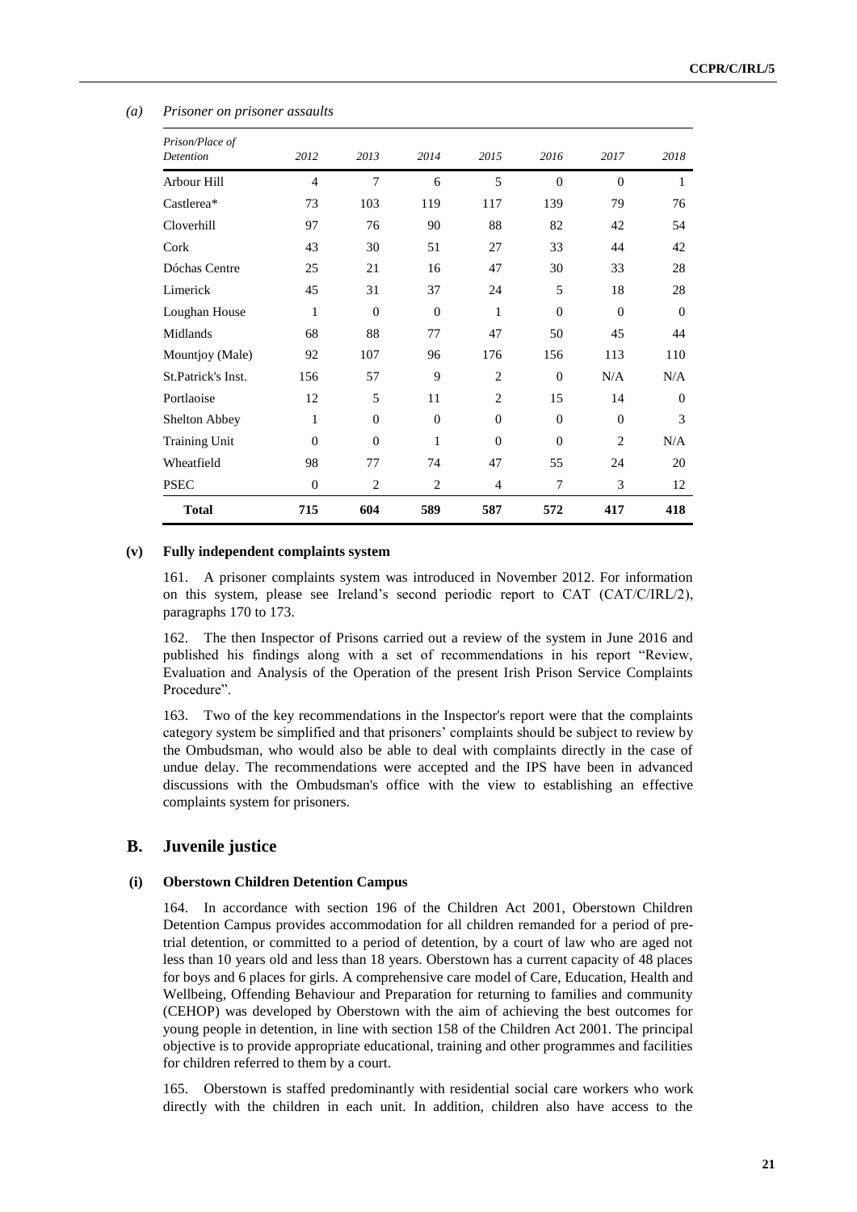*(a) Prisoner on prisoner assaults*

| Prison/Place of Detention | 2012 | 2013 | 2014 | 2015 | 2016 | 2017 | 2018 |
|---|---|---|---|---|---|---|---|
| Arbour Hill | 4 | 7 | 6 | 5 | 0 | 0 | 1 |
| Castlerea* | 73 | 103 | 119 | 117 | 139 | 79 | 76 |
| Cloverhill | 97 | 76 | 90 | 88 | 82 | 42 | 54 |
| Cork | 43 | 30 | 51 | 27 | 33 | 44 | 42 |
| Dóchas Centre | 25 | 21 | 16 | 47 | 30 | 33 | 28 |
| Limerick | 45 | 31 | 37 | 24 | 5 | 18 | 28 |
| Loughan House | 1 | 0 | 0 | 1 | 0 | 0 | 0 |
| Midlands | 68 | 88 | 77 | 47 | 50 | 45 | 44 |
| Mountjoy (Male) | 92 | 107 | 96 | 176 | 156 | 113 | 110 |
| St.Patrick's Inst. | 156 | 57 | 9 | 2 | 0 | N/A | N/A |
| Portlaoise | 12 | 5 | 11 | 2 | 15 | 14 | 0 |
| Shelton Abbey | 1 | 0 | 0 | 0 | 0 | 0 | 3 |
| Training Unit | 0 | 0 | 1 | 0 | 0 | 2 | N/A |
| Wheatfield | 98 | 77 | 74 | 47 | 55 | 24 | 20 |
| PSEC | 0 | 2 | 2 | 4 | 7 | 3 | 12 |
| **Total** | **715** | **604** | **589** | **587** | **572** | **417** | **418** |

#### (v) Fully independent complaints system

161. A prisoner complaints system was introduced in November 2012. For information on this system, please see Ireland's second periodic report to CAT (CAT/C/IRL/2), paragraphs 170 to 173.

162. The then Inspector of Prisons carried out a review of the system in June 2016 and published his findings along with a set of recommendations in his report "Review, Evaluation and Analysis of the Operation of the present Irish Prison Service Complaints Procedure".

163. Two of the key recommendations in the Inspector's report were that the complaints category system be simplified and that prisoners' complaints should be subject to review by the Ombudsman, who would also be able to deal with complaints directly in the case of undue delay. The recommendations were accepted and the IPS have been in advanced discussions with the Ombudsman's office with the view to establishing an effective complaints system for prisoners.

## B. Juvenile justice

#### (i) Oberstown Children Detention Campus

164. In accordance with section 196 of the Children Act 2001, Oberstown Children Detention Campus provides accommodation for all children remanded for a period of pre-trial detention, or committed to a period of detention, by a court of law who are aged not less than 10 years old and less than 18 years. Oberstown has a current capacity of 48 places for boys and 6 places for girls. A comprehensive care model of Care, Education, Health and Wellbeing, Offending Behaviour and Preparation for returning to families and community (CEHOP) was developed by Oberstown with the aim of achieving the best outcomes for young people in detention, in line with section 158 of the Children Act 2001. The principal objective is to provide appropriate educational, training and other programmes and facilities for children referred to them by a court.

165. Oberstown is staffed predominantly with residential social care workers who work directly with the children in each unit. In addition, children also have access to the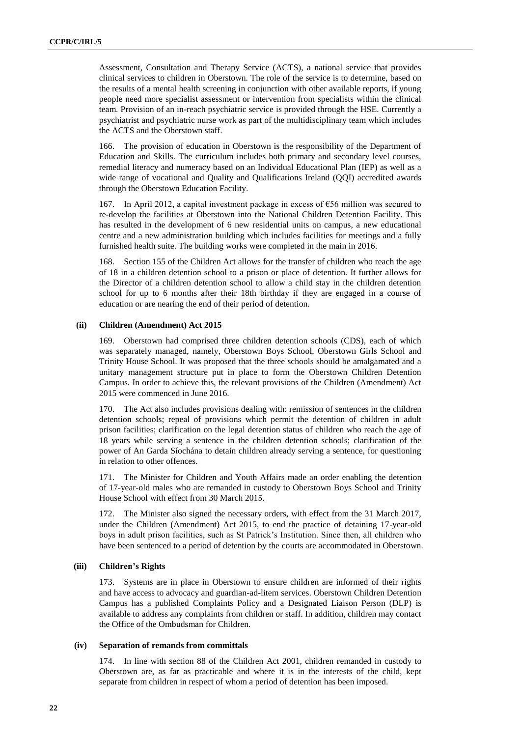Assessment, Consultation and Therapy Service (ACTS), a national service that provides clinical services to children in Oberstown. The role of the service is to determine, based on the results of a mental health screening in conjunction with other available reports, if young people need more specialist assessment or intervention from specialists within the clinical team. Provision of an in-reach psychiatric service is provided through the HSE. Currently a psychiatrist and psychiatric nurse work as part of the multidisciplinary team which includes the ACTS and the Oberstown staff.

166. The provision of education in Oberstown is the responsibility of the Department of Education and Skills. The curriculum includes both primary and secondary level courses, remedial literacy and numeracy based on an Individual Educational Plan (IEP) as well as a wide range of vocational and Quality and Qualifications Ireland (QQI) accredited awards through the Oberstown Education Facility.

167. In April 2012, a capital investment package in excess of €56 million was secured to re-develop the facilities at Oberstown into the National Children Detention Facility. This has resulted in the development of 6 new residential units on campus, a new educational centre and a new administration building which includes facilities for meetings and a fully furnished health suite. The building works were completed in the main in 2016.

168. Section 155 of the Children Act allows for the transfer of children who reach the age of 18 in a children detention school to a prison or place of detention. It further allows for the Director of a children detention school to allow a child stay in the children detention school for up to 6 months after their 18th birthday if they are engaged in a course of education or are nearing the end of their period of detention.

#### (ii) Children (Amendment) Act 2015

169. Oberstown had comprised three children detention schools (CDS), each of which was separately managed, namely, Oberstown Boys School, Oberstown Girls School and Trinity House School. It was proposed that the three schools should be amalgamated and a unitary management structure put in place to form the Oberstown Children Detention Campus. In order to achieve this, the relevant provisions of the Children (Amendment) Act 2015 were commenced in June 2016.

170. The Act also includes provisions dealing with: remission of sentences in the children detention schools; repeal of provisions which permit the detention of children in adult prison facilities; clarification on the legal detention status of children who reach the age of 18 years while serving a sentence in the children detention schools; clarification of the power of An Garda Síochána to detain children already serving a sentence, for questioning in relation to other offences.

171. The Minister for Children and Youth Affairs made an order enabling the detention of 17-year-old males who are remanded in custody to Oberstown Boys School and Trinity House School with effect from 30 March 2015.

172. The Minister also signed the necessary orders, with effect from the 31 March 2017, under the Children (Amendment) Act 2015, to end the practice of detaining 17-year-old boys in adult prison facilities, such as St Patrick's Institution. Since then, all children who have been sentenced to a period of detention by the courts are accommodated in Oberstown.

#### (iii) Children's Rights

173. Systems are in place in Oberstown to ensure children are informed of their rights and have access to advocacy and guardian-ad-litem services. Oberstown Children Detention Campus has a published Complaints Policy and a Designated Liaison Person (DLP) is available to address any complaints from children or staff. In addition, children may contact the Office of the Ombudsman for Children.

#### (iv) Separation of remands from committals

174. In line with section 88 of the Children Act 2001, children remanded in custody to Oberstown are, as far as practicable and where it is in the interests of the child, kept separate from children in respect of whom a period of detention has been imposed.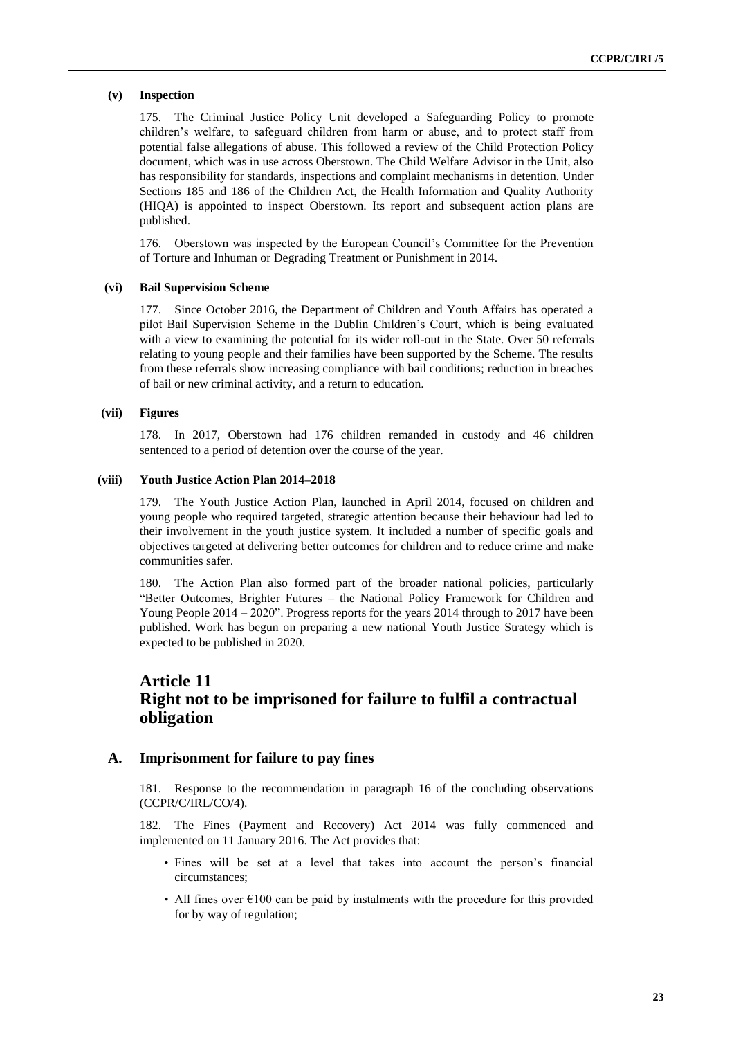#### (v) Inspection

175. The Criminal Justice Policy Unit developed a Safeguarding Policy to promote children's welfare, to safeguard children from harm or abuse, and to protect staff from potential false allegations of abuse. This followed a review of the Child Protection Policy document, which was in use across Oberstown. The Child Welfare Advisor in the Unit, also has responsibility for standards, inspections and complaint mechanisms in detention. Under Sections 185 and 186 of the Children Act, the Health Information and Quality Authority (HIQA) is appointed to inspect Oberstown. Its report and subsequent action plans are published.

176. Oberstown was inspected by the European Council's Committee for the Prevention of Torture and Inhuman or Degrading Treatment or Punishment in 2014.

#### (vi) Bail Supervision Scheme

177. Since October 2016, the Department of Children and Youth Affairs has operated a pilot Bail Supervision Scheme in the Dublin Children's Court, which is being evaluated with a view to examining the potential for its wider roll-out in the State. Over 50 referrals relating to young people and their families have been supported by the Scheme. The results from these referrals show increasing compliance with bail conditions; reduction in breaches of bail or new criminal activity, and a return to education.

#### (vii) Figures

178. In 2017, Oberstown had 176 children remanded in custody and 46 children sentenced to a period of detention over the course of the year.

#### (viii) Youth Justice Action Plan 2014–2018

179. The Youth Justice Action Plan, launched in April 2014, focused on children and young people who required targeted, strategic attention because their behaviour had led to their involvement in the youth justice system. It included a number of specific goals and objectives targeted at delivering better outcomes for children and to reduce crime and make communities safer.

180. The Action Plan also formed part of the broader national policies, particularly "Better Outcomes, Brighter Futures – the National Policy Framework for Children and Young People 2014 – 2020". Progress reports for the years 2014 through to 2017 have been published. Work has begun on preparing a new national Youth Justice Strategy which is expected to be published in 2020.

# Article 11
# Right not to be imprisoned for failure to fulfil a contractual obligation

## A. Imprisonment for failure to pay fines

181. Response to the recommendation in paragraph 16 of the concluding observations (CCPR/C/IRL/CO/4).

182. The Fines (Payment and Recovery) Act 2014 was fully commenced and implemented on 11 January 2016. The Act provides that:

- Fines will be set at a level that takes into account the person's financial circumstances;
- All fines over €100 can be paid by instalments with the procedure for this provided for by way of regulation;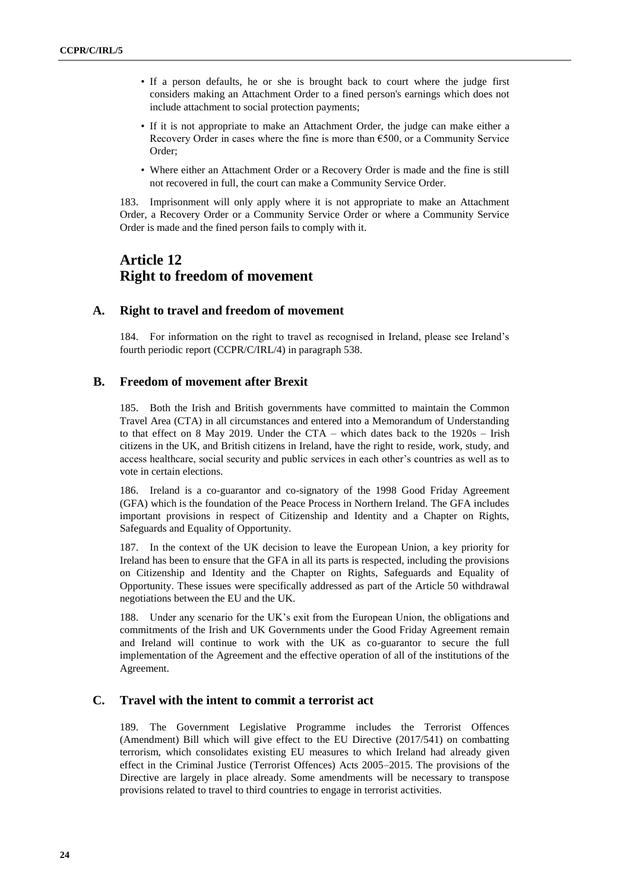- If a person defaults, he or she is brought back to court where the judge first considers making an Attachment Order to a fined person's earnings which does not include attachment to social protection payments;
- If it is not appropriate to make an Attachment Order, the judge can make either a Recovery Order in cases where the fine is more than €500, or a Community Service Order;
- Where either an Attachment Order or a Recovery Order is made and the fine is still not recovered in full, the court can make a Community Service Order.

183. Imprisonment will only apply where it is not appropriate to make an Attachment Order, a Recovery Order or a Community Service Order or where a Community Service Order is made and the fined person fails to comply with it.

# Article 12
# Right to freedom of movement

## A. Right to travel and freedom of movement

184. For information on the right to travel as recognised in Ireland, please see Ireland's fourth periodic report (CCPR/C/IRL/4) in paragraph 538.

## B. Freedom of movement after Brexit

185. Both the Irish and British governments have committed to maintain the Common Travel Area (CTA) in all circumstances and entered into a Memorandum of Understanding to that effect on 8 May 2019. Under the CTA – which dates back to the 1920s – Irish citizens in the UK, and British citizens in Ireland, have the right to reside, work, study, and access healthcare, social security and public services in each other's countries as well as to vote in certain elections.

186. Ireland is a co-guarantor and co-signatory of the 1998 Good Friday Agreement (GFA) which is the foundation of the Peace Process in Northern Ireland. The GFA includes important provisions in respect of Citizenship and Identity and a Chapter on Rights, Safeguards and Equality of Opportunity.

187. In the context of the UK decision to leave the European Union, a key priority for Ireland has been to ensure that the GFA in all its parts is respected, including the provisions on Citizenship and Identity and the Chapter on Rights, Safeguards and Equality of Opportunity. These issues were specifically addressed as part of the Article 50 withdrawal negotiations between the EU and the UK.

188. Under any scenario for the UK's exit from the European Union, the obligations and commitments of the Irish and UK Governments under the Good Friday Agreement remain and Ireland will continue to work with the UK as co-guarantor to secure the full implementation of the Agreement and the effective operation of all of the institutions of the Agreement.

## C. Travel with the intent to commit a terrorist act

189. The Government Legislative Programme includes the Terrorist Offences (Amendment) Bill which will give effect to the EU Directive (2017/541) on combatting terrorism, which consolidates existing EU measures to which Ireland had already given effect in the Criminal Justice (Terrorist Offences) Acts 2005–2015. The provisions of the Directive are largely in place already. Some amendments will be necessary to transpose provisions related to travel to third countries to engage in terrorist activities.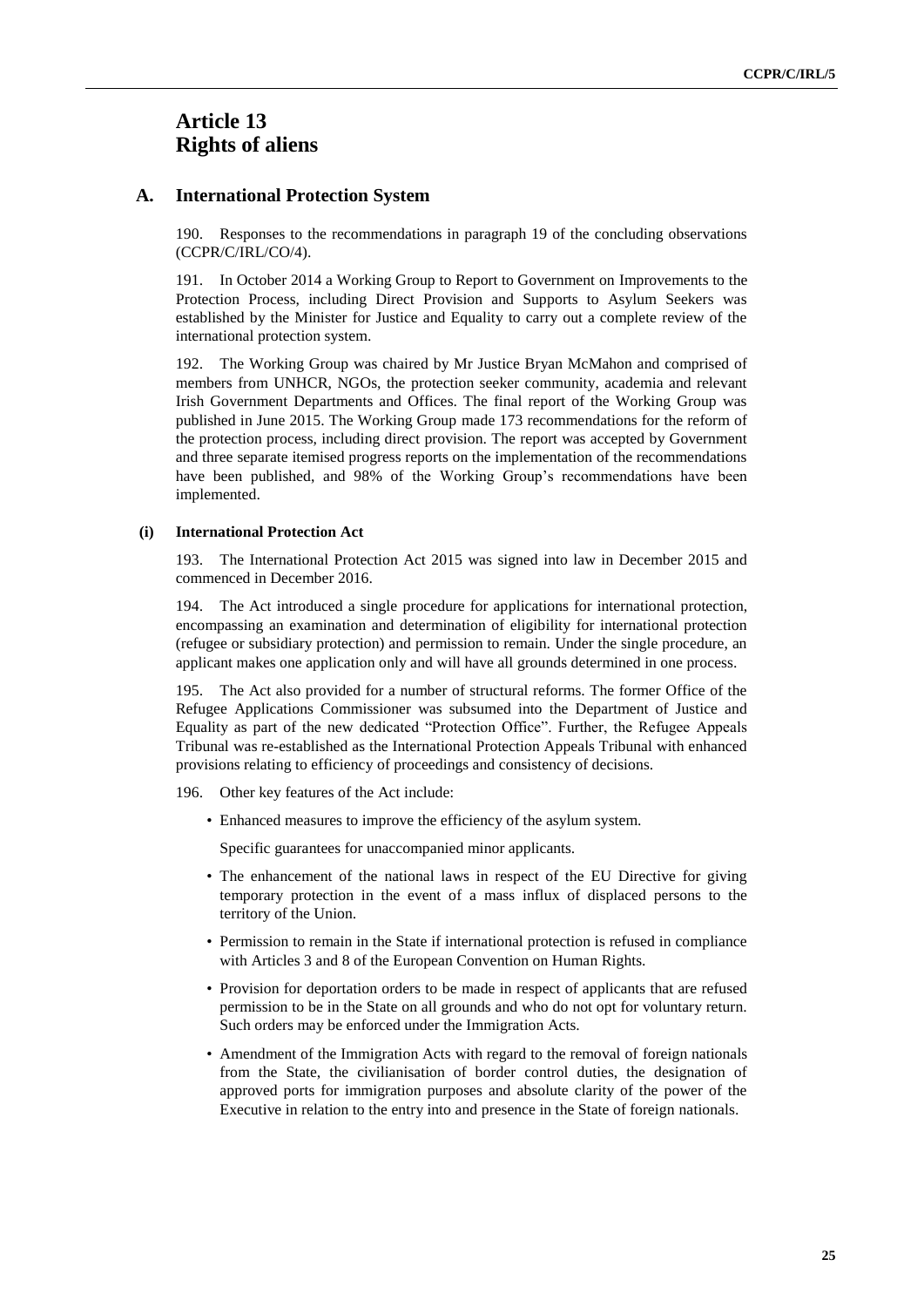# Article 13
# Rights of aliens

## A. International Protection System

190. Responses to the recommendations in paragraph 19 of the concluding observations (CCPR/C/IRL/CO/4).

191. In October 2014 a Working Group to Report to Government on Improvements to the Protection Process, including Direct Provision and Supports to Asylum Seekers was established by the Minister for Justice and Equality to carry out a complete review of the international protection system.

192. The Working Group was chaired by Mr Justice Bryan McMahon and comprised of members from UNHCR, NGOs, the protection seeker community, academia and relevant Irish Government Departments and Offices. The final report of the Working Group was published in June 2015. The Working Group made 173 recommendations for the reform of the protection process, including direct provision. The report was accepted by Government and three separate itemised progress reports on the implementation of the recommendations have been published, and 98% of the Working Group's recommendations have been implemented.

### (i) International Protection Act

193. The International Protection Act 2015 was signed into law in December 2015 and commenced in December 2016.

194. The Act introduced a single procedure for applications for international protection, encompassing an examination and determination of eligibility for international protection (refugee or subsidiary protection) and permission to remain. Under the single procedure, an applicant makes one application only and will have all grounds determined in one process.

195. The Act also provided for a number of structural reforms. The former Office of the Refugee Applications Commissioner was subsumed into the Department of Justice and Equality as part of the new dedicated "Protection Office". Further, the Refugee Appeals Tribunal was re-established as the International Protection Appeals Tribunal with enhanced provisions relating to efficiency of proceedings and consistency of decisions.

196. Other key features of the Act include:

- Enhanced measures to improve the efficiency of the asylum system.

  Specific guarantees for unaccompanied minor applicants.

- The enhancement of the national laws in respect of the EU Directive for giving temporary protection in the event of a mass influx of displaced persons to the territory of the Union.
- Permission to remain in the State if international protection is refused in compliance with Articles 3 and 8 of the European Convention on Human Rights.
- Provision for deportation orders to be made in respect of applicants that are refused permission to be in the State on all grounds and who do not opt for voluntary return. Such orders may be enforced under the Immigration Acts.
- Amendment of the Immigration Acts with regard to the removal of foreign nationals from the State, the civilianisation of border control duties, the designation of approved ports for immigration purposes and absolute clarity of the power of the Executive in relation to the entry into and presence in the State of foreign nationals.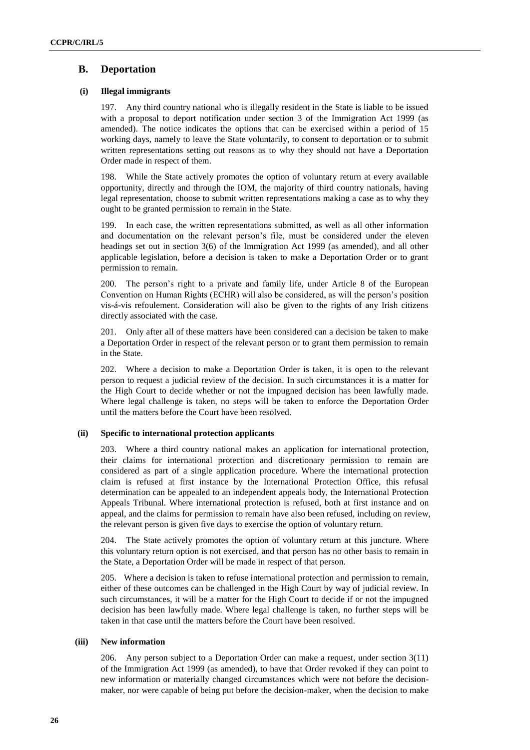## B. Deportation

### (i) Illegal immigrants

197. Any third country national who is illegally resident in the State is liable to be issued with a proposal to deport notification under section 3 of the Immigration Act 1999 (as amended). The notice indicates the options that can be exercised within a period of 15 working days, namely to leave the State voluntarily, to consent to deportation or to submit written representations setting out reasons as to why they should not have a Deportation Order made in respect of them.

198. While the State actively promotes the option of voluntary return at every available opportunity, directly and through the IOM, the majority of third country nationals, having legal representation, choose to submit written representations making a case as to why they ought to be granted permission to remain in the State.

199. In each case, the written representations submitted, as well as all other information and documentation on the relevant person's file, must be considered under the eleven headings set out in section 3(6) of the Immigration Act 1999 (as amended), and all other applicable legislation, before a decision is taken to make a Deportation Order or to grant permission to remain.

200. The person's right to a private and family life, under Article 8 of the European Convention on Human Rights (ECHR) will also be considered, as will the person's position vis-á-vis refoulement. Consideration will also be given to the rights of any Irish citizens directly associated with the case.

201. Only after all of these matters have been considered can a decision be taken to make a Deportation Order in respect of the relevant person or to grant them permission to remain in the State.

202. Where a decision to make a Deportation Order is taken, it is open to the relevant person to request a judicial review of the decision. In such circumstances it is a matter for the High Court to decide whether or not the impugned decision has been lawfully made. Where legal challenge is taken, no steps will be taken to enforce the Deportation Order until the matters before the Court have been resolved.

### (ii) Specific to international protection applicants

203. Where a third country national makes an application for international protection, their claims for international protection and discretionary permission to remain are considered as part of a single application procedure. Where the international protection claim is refused at first instance by the International Protection Office, this refusal determination can be appealed to an independent appeals body, the International Protection Appeals Tribunal. Where international protection is refused, both at first instance and on appeal, and the claims for permission to remain have also been refused, including on review, the relevant person is given five days to exercise the option of voluntary return.

204. The State actively promotes the option of voluntary return at this juncture. Where this voluntary return option is not exercised, and that person has no other basis to remain in the State, a Deportation Order will be made in respect of that person.

205. Where a decision is taken to refuse international protection and permission to remain, either of these outcomes can be challenged in the High Court by way of judicial review. In such circumstances, it will be a matter for the High Court to decide if or not the impugned decision has been lawfully made. Where legal challenge is taken, no further steps will be taken in that case until the matters before the Court have been resolved.

### (iii) New information

206. Any person subject to a Deportation Order can make a request, under section 3(11) of the Immigration Act 1999 (as amended), to have that Order revoked if they can point to new information or materially changed circumstances which were not before the decision-maker, nor were capable of being put before the decision-maker, when the decision to make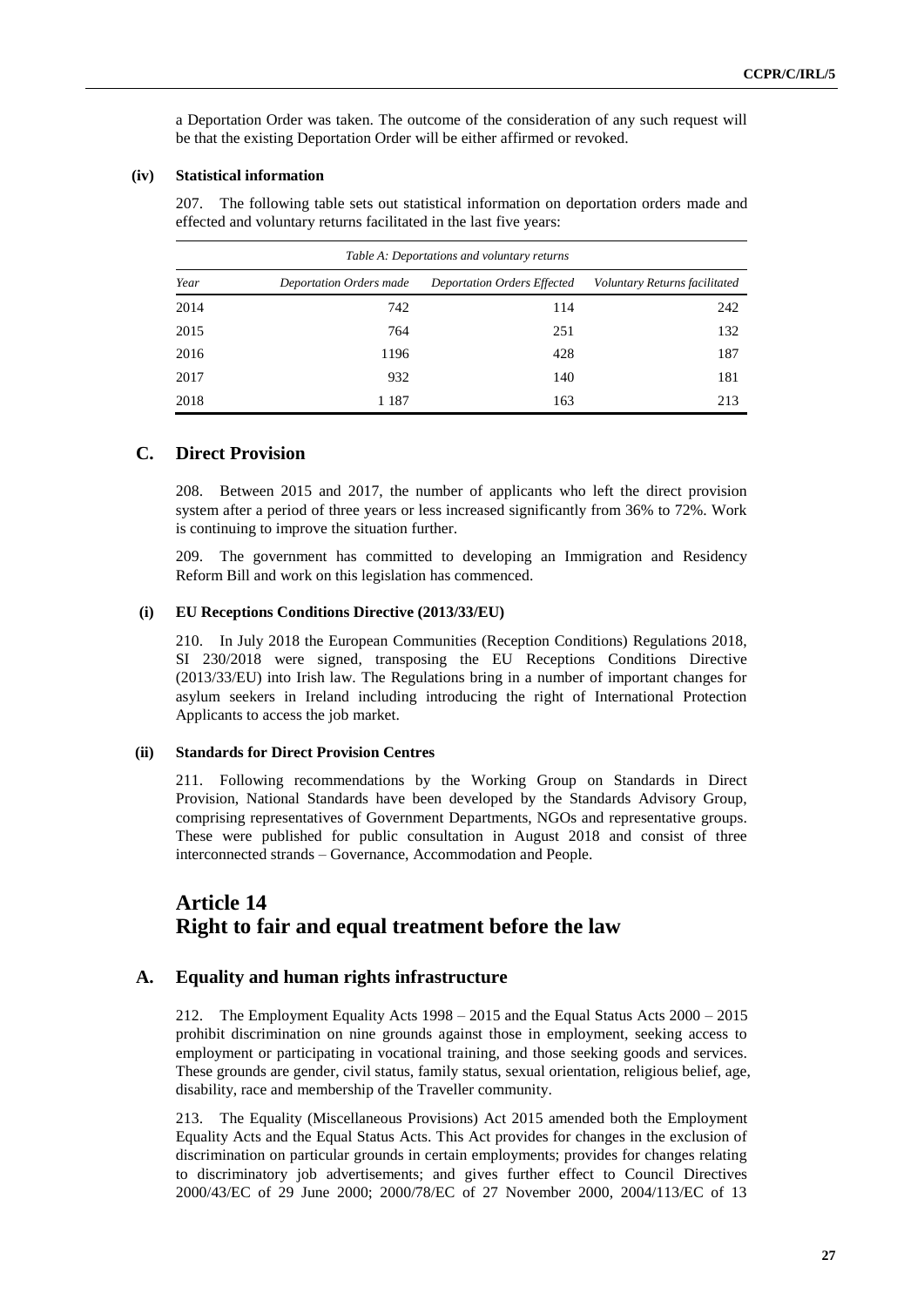a Deportation Order was taken. The outcome of the consideration of any such request will be that the existing Deportation Order will be either affirmed or revoked.

#### (iv) Statistical information

207. The following table sets out statistical information on deportation orders made and effected and voluntary returns facilitated in the last five years:

*Table A: Deportations and voluntary returns*

| *Year* | *Deportation Orders made* | *Deportation Orders Effected* | *Voluntary Returns facilitated* |
|---|---|---|---|
| 2014 | 742 | 114 | 242 |
| 2015 | 764 | 251 | 132 |
| 2016 | 1196 | 428 | 187 |
| 2017 | 932 | 140 | 181 |
| 2018 | 1 187 | 163 | 213 |

## C. Direct Provision

208. Between 2015 and 2017, the number of applicants who left the direct provision system after a period of three years or less increased significantly from 36% to 72%. Work is continuing to improve the situation further.

209. The government has committed to developing an Immigration and Residency Reform Bill and work on this legislation has commenced.

#### (i) EU Receptions Conditions Directive (2013/33/EU)

210. In July 2018 the European Communities (Reception Conditions) Regulations 2018, SI 230/2018 were signed, transposing the EU Receptions Conditions Directive (2013/33/EU) into Irish law. The Regulations bring in a number of important changes for asylum seekers in Ireland including introducing the right of International Protection Applicants to access the job market.

#### (ii) Standards for Direct Provision Centres

211. Following recommendations by the Working Group on Standards in Direct Provision, National Standards have been developed by the Standards Advisory Group, comprising representatives of Government Departments, NGOs and representative groups. These were published for public consultation in August 2018 and consist of three interconnected strands – Governance, Accommodation and People.

# Article 14
# Right to fair and equal treatment before the law

## A. Equality and human rights infrastructure

212. The Employment Equality Acts 1998 – 2015 and the Equal Status Acts 2000 – 2015 prohibit discrimination on nine grounds against those in employment, seeking access to employment or participating in vocational training, and those seeking goods and services. These grounds are gender, civil status, family status, sexual orientation, religious belief, age, disability, race and membership of the Traveller community.

213. The Equality (Miscellaneous Provisions) Act 2015 amended both the Employment Equality Acts and the Equal Status Acts. This Act provides for changes in the exclusion of discrimination on particular grounds in certain employments; provides for changes relating to discriminatory job advertisements; and gives further effect to Council Directives 2000/43/EC of 29 June 2000; 2000/78/EC of 27 November 2000, 2004/113/EC of 13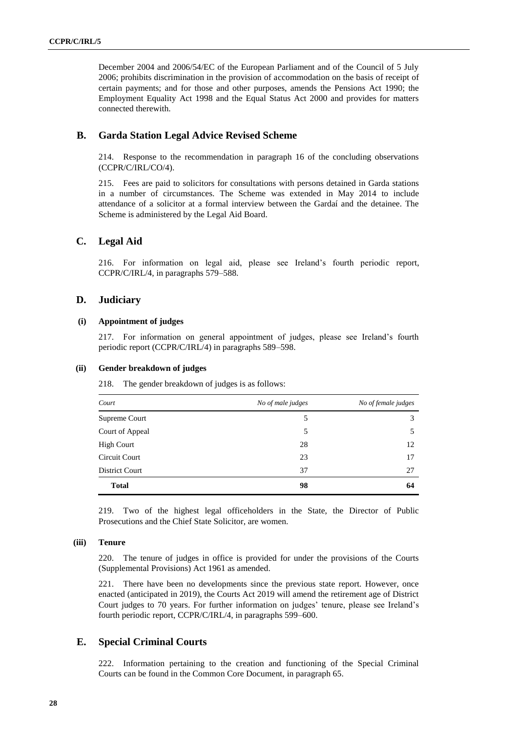December 2004 and 2006/54/EC of the European Parliament and of the Council of 5 July 2006; prohibits discrimination in the provision of accommodation on the basis of receipt of certain payments; and for those and other purposes, amends the Pensions Act 1990; the Employment Equality Act 1998 and the Equal Status Act 2000 and provides for matters connected therewith.

## B. Garda Station Legal Advice Revised Scheme

214. Response to the recommendation in paragraph 16 of the concluding observations (CCPR/C/IRL/CO/4).

215. Fees are paid to solicitors for consultations with persons detained in Garda stations in a number of circumstances. The Scheme was extended in May 2014 to include attendance of a solicitor at a formal interview between the Gardaí and the detainee. The Scheme is administered by the Legal Aid Board.

## C. Legal Aid

216. For information on legal aid, please see Ireland's fourth periodic report, CCPR/C/IRL/4, in paragraphs 579–588.

## D. Judiciary

### (i) Appointment of judges

217. For information on general appointment of judges, please see Ireland's fourth periodic report (CCPR/C/IRL/4) in paragraphs 589–598.

### (ii) Gender breakdown of judges

218. The gender breakdown of judges is as follows:

| *Court* | *No of male judges* | *No of female judges* |
|---|---|---|
| Supreme Court | 5 | 3 |
| Court of Appeal | 5 | 5 |
| High Court | 28 | 12 |
| Circuit Court | 23 | 17 |
| District Court | 37 | 27 |
| **Total** | **98** | **64** |

219. Two of the highest legal officeholders in the State, the Director of Public Prosecutions and the Chief State Solicitor, are women.

### (iii) Tenure

220. The tenure of judges in office is provided for under the provisions of the Courts (Supplemental Provisions) Act 1961 as amended.

221. There have been no developments since the previous state report. However, once enacted (anticipated in 2019), the Courts Act 2019 will amend the retirement age of District Court judges to 70 years. For further information on judges' tenure, please see Ireland's fourth periodic report, CCPR/C/IRL/4, in paragraphs 599–600.

## E. Special Criminal Courts

222. Information pertaining to the creation and functioning of the Special Criminal Courts can be found in the Common Core Document, in paragraph 65.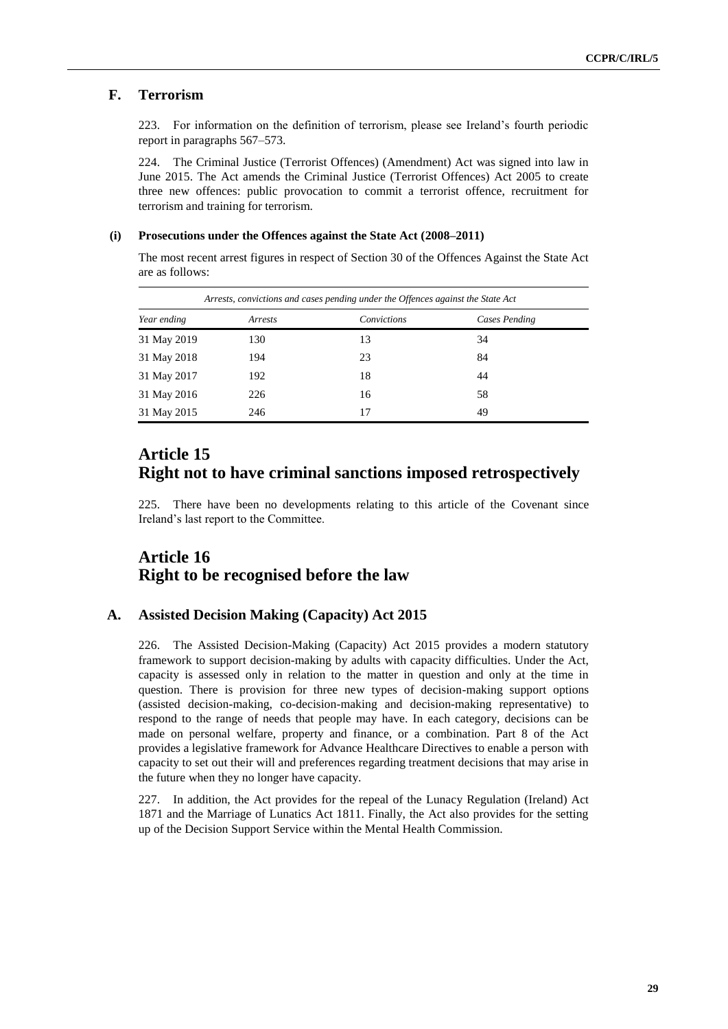## F. Terrorism

223. For information on the definition of terrorism, please see Ireland's fourth periodic report in paragraphs 567–573.

224. The Criminal Justice (Terrorist Offences) (Amendment) Act was signed into law in June 2015. The Act amends the Criminal Justice (Terrorist Offences) Act 2005 to create three new offences: public provocation to commit a terrorist offence, recruitment for terrorism and training for terrorism.

### (i) Prosecutions under the Offences against the State Act (2008–2011)

The most recent arrest figures in respect of Section 30 of the Offences Against the State Act are as follows:

*Arrests, convictions and cases pending under the Offences against the State Act*

| *Year ending* | *Arrests* | *Convictions* | *Cases Pending* |
|---|---|---|---|
| 31 May 2019 | 130 | 13 | 34 |
| 31 May 2018 | 194 | 23 | 84 |
| 31 May 2017 | 192 | 18 | 44 |
| 31 May 2016 | 226 | 16 | 58 |
| 31 May 2015 | 246 | 17 | 49 |

# Article 15
# Right not to have criminal sanctions imposed retrospectively

225. There have been no developments relating to this article of the Covenant since Ireland's last report to the Committee.

# Article 16
# Right to be recognised before the law

## A. Assisted Decision Making (Capacity) Act 2015

226. The Assisted Decision-Making (Capacity) Act 2015 provides a modern statutory framework to support decision-making by adults with capacity difficulties. Under the Act, capacity is assessed only in relation to the matter in question and only at the time in question. There is provision for three new types of decision-making support options (assisted decision-making, co-decision-making and decision-making representative) to respond to the range of needs that people may have. In each category, decisions can be made on personal welfare, property and finance, or a combination. Part 8 of the Act provides a legislative framework for Advance Healthcare Directives to enable a person with capacity to set out their will and preferences regarding treatment decisions that may arise in the future when they no longer have capacity.

227. In addition, the Act provides for the repeal of the Lunacy Regulation (Ireland) Act 1871 and the Marriage of Lunatics Act 1811. Finally, the Act also provides for the setting up of the Decision Support Service within the Mental Health Commission.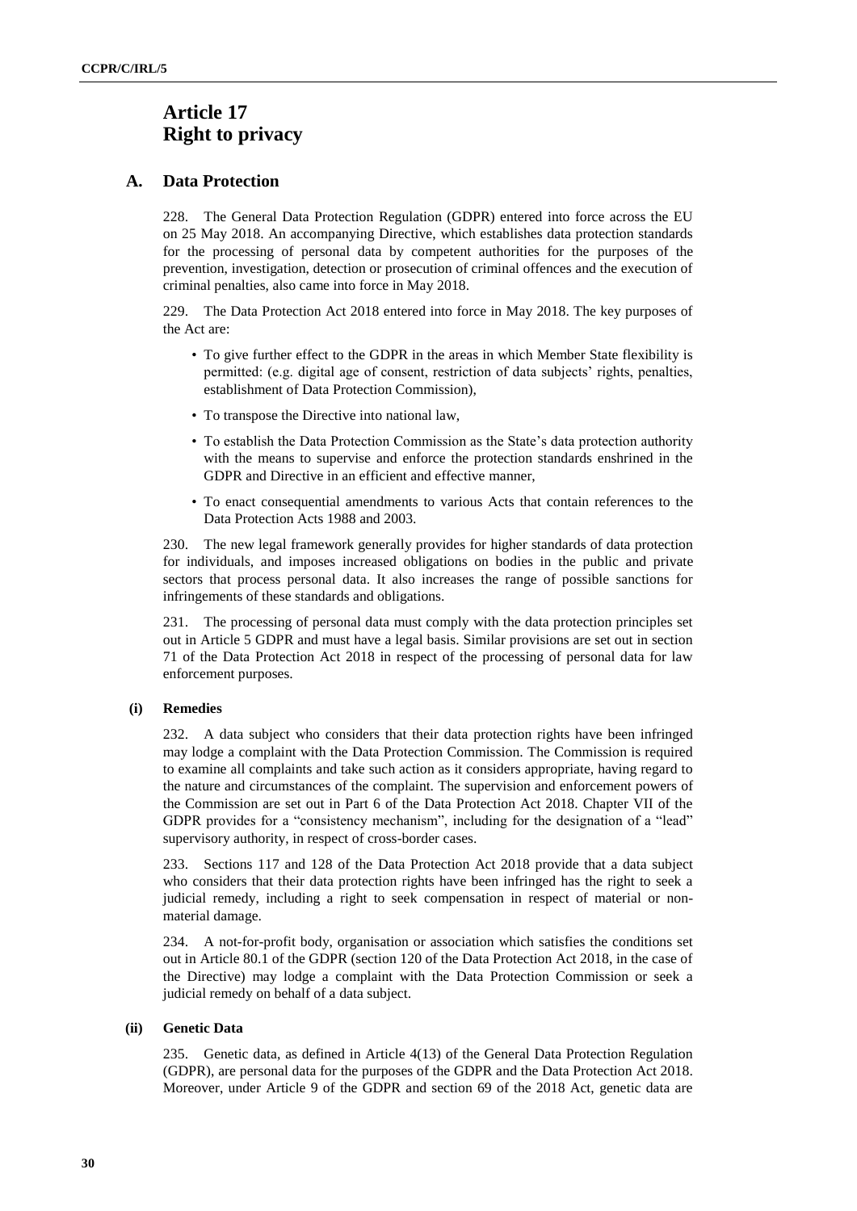# Article 17
# Right to privacy

## A. Data Protection

228. The General Data Protection Regulation (GDPR) entered into force across the EU on 25 May 2018. An accompanying Directive, which establishes data protection standards for the processing of personal data by competent authorities for the purposes of the prevention, investigation, detection or prosecution of criminal offences and the execution of criminal penalties, also came into force in May 2018.

229. The Data Protection Act 2018 entered into force in May 2018. The key purposes of the Act are:

- To give further effect to the GDPR in the areas in which Member State flexibility is permitted: (e.g. digital age of consent, restriction of data subjects' rights, penalties, establishment of Data Protection Commission),
- To transpose the Directive into national law,
- To establish the Data Protection Commission as the State's data protection authority with the means to supervise and enforce the protection standards enshrined in the GDPR and Directive in an efficient and effective manner,
- To enact consequential amendments to various Acts that contain references to the Data Protection Acts 1988 and 2003.

230. The new legal framework generally provides for higher standards of data protection for individuals, and imposes increased obligations on bodies in the public and private sectors that process personal data. It also increases the range of possible sanctions for infringements of these standards and obligations.

231. The processing of personal data must comply with the data protection principles set out in Article 5 GDPR and must have a legal basis. Similar provisions are set out in section 71 of the Data Protection Act 2018 in respect of the processing of personal data for law enforcement purposes.

### (i) Remedies

232. A data subject who considers that their data protection rights have been infringed may lodge a complaint with the Data Protection Commission. The Commission is required to examine all complaints and take such action as it considers appropriate, having regard to the nature and circumstances of the complaint. The supervision and enforcement powers of the Commission are set out in Part 6 of the Data Protection Act 2018. Chapter VII of the GDPR provides for a "consistency mechanism", including for the designation of a "lead" supervisory authority, in respect of cross-border cases.

233. Sections 117 and 128 of the Data Protection Act 2018 provide that a data subject who considers that their data protection rights have been infringed has the right to seek a judicial remedy, including a right to seek compensation in respect of material or non-material damage.

234. A not-for-profit body, organisation or association which satisfies the conditions set out in Article 80.1 of the GDPR (section 120 of the Data Protection Act 2018, in the case of the Directive) may lodge a complaint with the Data Protection Commission or seek a judicial remedy on behalf of a data subject.

### (ii) Genetic Data

235. Genetic data, as defined in Article 4(13) of the General Data Protection Regulation (GDPR), are personal data for the purposes of the GDPR and the Data Protection Act 2018. Moreover, under Article 9 of the GDPR and section 69 of the 2018 Act, genetic data are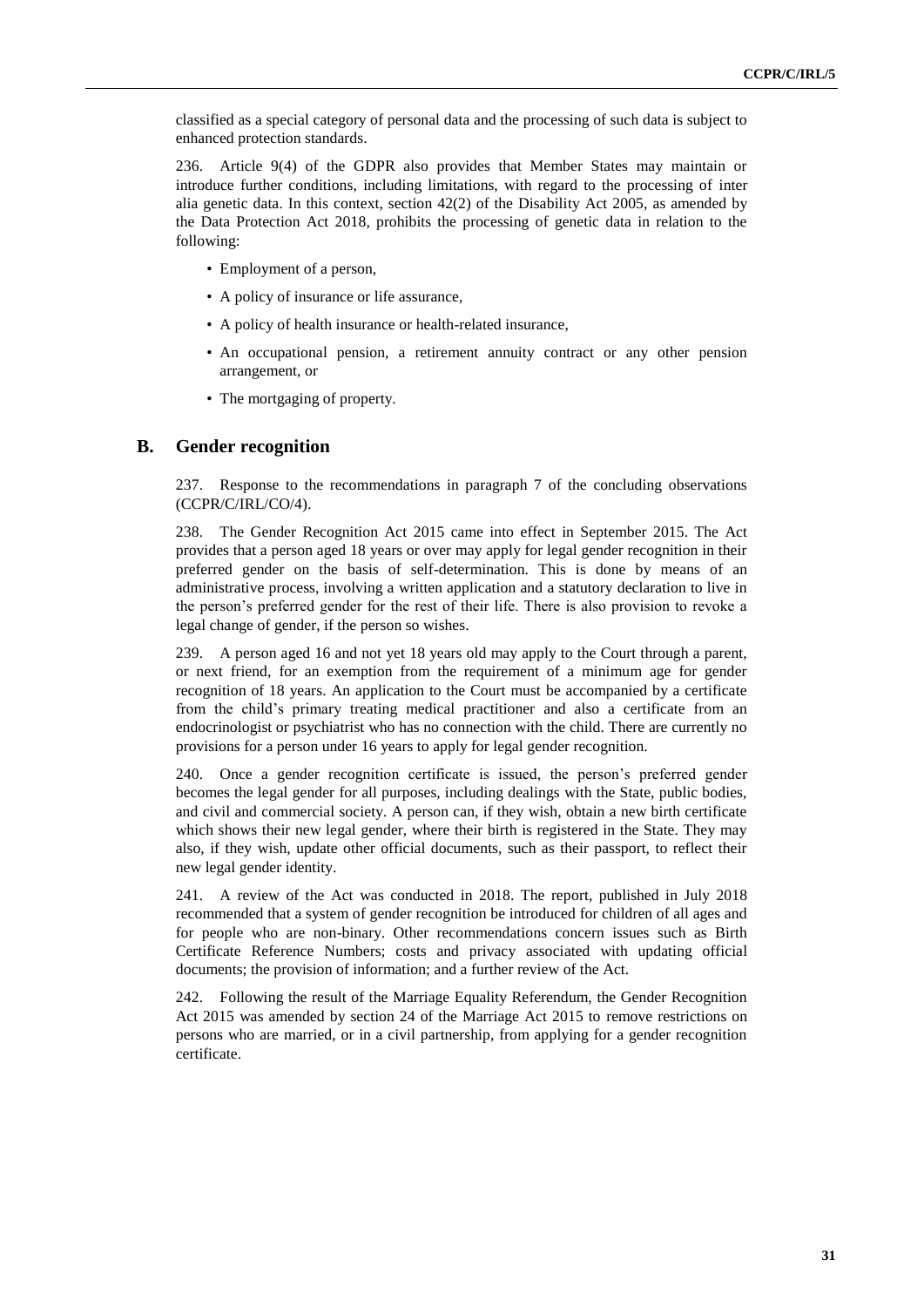classified as a special category of personal data and the processing of such data is subject to enhanced protection standards.

236. Article 9(4) of the GDPR also provides that Member States may maintain or introduce further conditions, including limitations, with regard to the processing of inter alia genetic data. In this context, section 42(2) of the Disability Act 2005, as amended by the Data Protection Act 2018, prohibits the processing of genetic data in relation to the following:

- Employment of a person,
- A policy of insurance or life assurance,
- A policy of health insurance or health-related insurance,
- An occupational pension, a retirement annuity contract or any other pension arrangement, or
- The mortgaging of property.

## B. Gender recognition

237. Response to the recommendations in paragraph 7 of the concluding observations (CCPR/C/IRL/CO/4).

238. The Gender Recognition Act 2015 came into effect in September 2015. The Act provides that a person aged 18 years or over may apply for legal gender recognition in their preferred gender on the basis of self-determination. This is done by means of an administrative process, involving a written application and a statutory declaration to live in the person's preferred gender for the rest of their life. There is also provision to revoke a legal change of gender, if the person so wishes.

239. A person aged 16 and not yet 18 years old may apply to the Court through a parent, or next friend, for an exemption from the requirement of a minimum age for gender recognition of 18 years. An application to the Court must be accompanied by a certificate from the child's primary treating medical practitioner and also a certificate from an endocrinologist or psychiatrist who has no connection with the child. There are currently no provisions for a person under 16 years to apply for legal gender recognition.

240. Once a gender recognition certificate is issued, the person's preferred gender becomes the legal gender for all purposes, including dealings with the State, public bodies, and civil and commercial society. A person can, if they wish, obtain a new birth certificate which shows their new legal gender, where their birth is registered in the State. They may also, if they wish, update other official documents, such as their passport, to reflect their new legal gender identity.

241. A review of the Act was conducted in 2018. The report, published in July 2018 recommended that a system of gender recognition be introduced for children of all ages and for people who are non-binary. Other recommendations concern issues such as Birth Certificate Reference Numbers; costs and privacy associated with updating official documents; the provision of information; and a further review of the Act.

242. Following the result of the Marriage Equality Referendum, the Gender Recognition Act 2015 was amended by section 24 of the Marriage Act 2015 to remove restrictions on persons who are married, or in a civil partnership, from applying for a gender recognition certificate.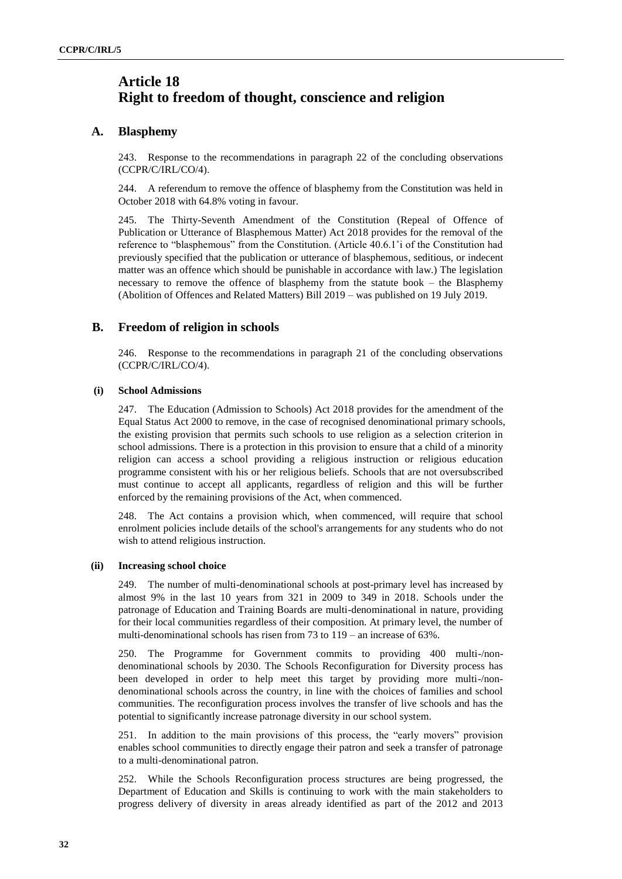# Article 18
# Right to freedom of thought, conscience and religion

## A. Blasphemy

243. Response to the recommendations in paragraph 22 of the concluding observations (CCPR/C/IRL/CO/4).

244. A referendum to remove the offence of blasphemy from the Constitution was held in October 2018 with 64.8% voting in favour.

245. The Thirty-Seventh Amendment of the Constitution (Repeal of Offence of Publication or Utterance of Blasphemous Matter) Act 2018 provides for the removal of the reference to "blasphemous" from the Constitution. (Article 40.6.1˚i of the Constitution had previously specified that the publication or utterance of blasphemous, seditious, or indecent matter was an offence which should be punishable in accordance with law.) The legislation necessary to remove the offence of blasphemy from the statute book – the Blasphemy (Abolition of Offences and Related Matters) Bill 2019 – was published on 19 July 2019.

## B. Freedom of religion in schools

246. Response to the recommendations in paragraph 21 of the concluding observations (CCPR/C/IRL/CO/4).

### (i) School Admissions

247. The Education (Admission to Schools) Act 2018 provides for the amendment of the Equal Status Act 2000 to remove, in the case of recognised denominational primary schools, the existing provision that permits such schools to use religion as a selection criterion in school admissions. There is a protection in this provision to ensure that a child of a minority religion can access a school providing a religious instruction or religious education programme consistent with his or her religious beliefs. Schools that are not oversubscribed must continue to accept all applicants, regardless of religion and this will be further enforced by the remaining provisions of the Act, when commenced.

248. The Act contains a provision which, when commenced, will require that school enrolment policies include details of the school's arrangements for any students who do not wish to attend religious instruction.

### (ii) Increasing school choice

249. The number of multi-denominational schools at post-primary level has increased by almost 9% in the last 10 years from 321 in 2009 to 349 in 2018. Schools under the patronage of Education and Training Boards are multi-denominational in nature, providing for their local communities regardless of their composition. At primary level, the number of multi-denominational schools has risen from 73 to 119 – an increase of 63%.

250. The Programme for Government commits to providing 400 multi-/non-denominational schools by 2030. The Schools Reconfiguration for Diversity process has been developed in order to help meet this target by providing more multi-/non-denominational schools across the country, in line with the choices of families and school communities. The reconfiguration process involves the transfer of live schools and has the potential to significantly increase patronage diversity in our school system.

251. In addition to the main provisions of this process, the "early movers" provision enables school communities to directly engage their patron and seek a transfer of patronage to a multi-denominational patron.

252. While the Schools Reconfiguration process structures are being progressed, the Department of Education and Skills is continuing to work with the main stakeholders to progress delivery of diversity in areas already identified as part of the 2012 and 2013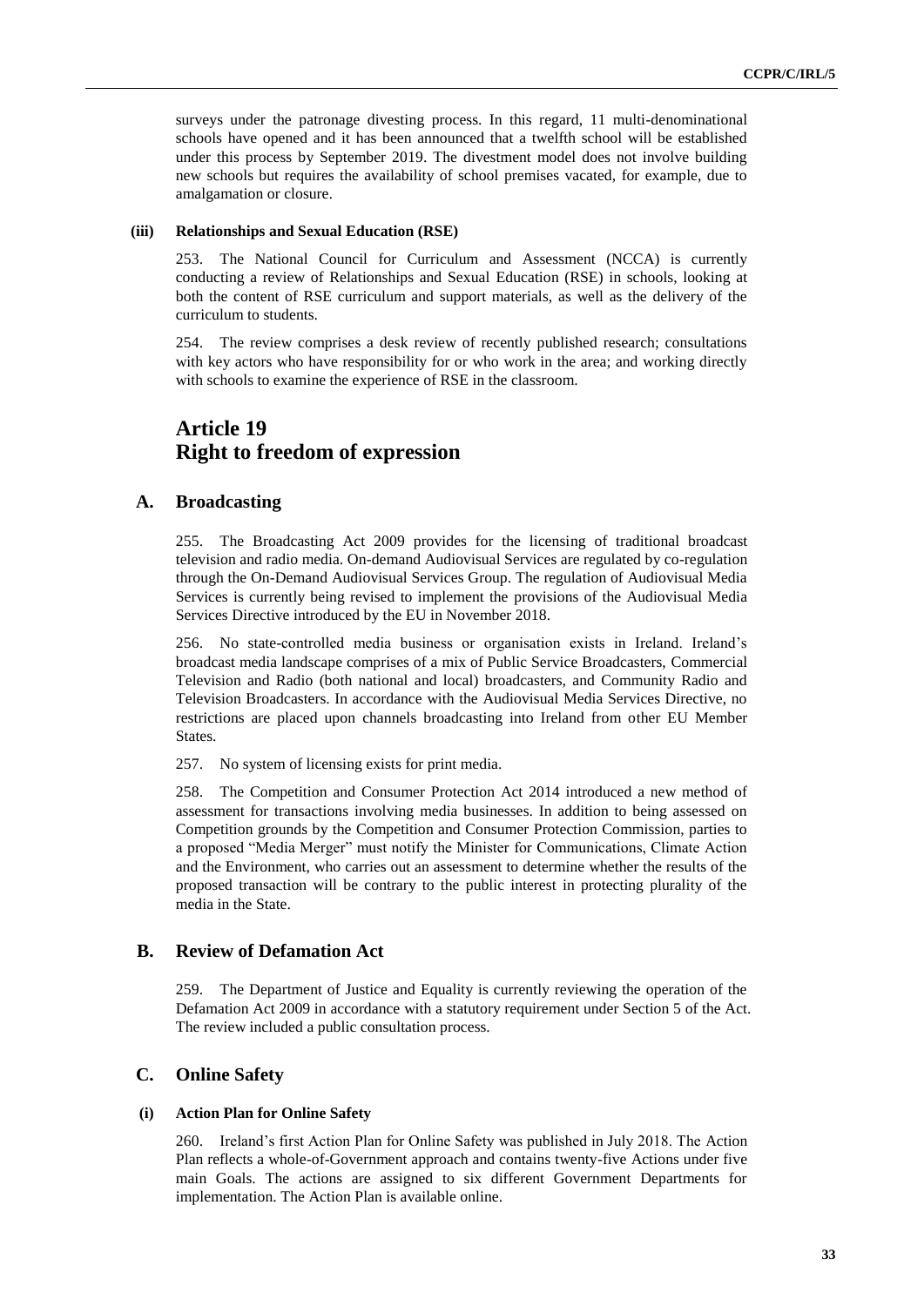surveys under the patronage divesting process. In this regard, 11 multi-denominational schools have opened and it has been announced that a twelfth school will be established under this process by September 2019. The divestment model does not involve building new schools but requires the availability of school premises vacated, for example, due to amalgamation or closure.

#### (iii) Relationships and Sexual Education (RSE)

253. The National Council for Curriculum and Assessment (NCCA) is currently conducting a review of Relationships and Sexual Education (RSE) in schools, looking at both the content of RSE curriculum and support materials, as well as the delivery of the curriculum to students.

254. The review comprises a desk review of recently published research; consultations with key actors who have responsibility for or who work in the area; and working directly with schools to examine the experience of RSE in the classroom.

# Article 19
# Right to freedom of expression

## A. Broadcasting

255. The Broadcasting Act 2009 provides for the licensing of traditional broadcast television and radio media. On-demand Audiovisual Services are regulated by co-regulation through the On-Demand Audiovisual Services Group. The regulation of Audiovisual Media Services is currently being revised to implement the provisions of the Audiovisual Media Services Directive introduced by the EU in November 2018.

256. No state-controlled media business or organisation exists in Ireland. Ireland's broadcast media landscape comprises of a mix of Public Service Broadcasters, Commercial Television and Radio (both national and local) broadcasters, and Community Radio and Television Broadcasters. In accordance with the Audiovisual Media Services Directive, no restrictions are placed upon channels broadcasting into Ireland from other EU Member States.

257. No system of licensing exists for print media.

258. The Competition and Consumer Protection Act 2014 introduced a new method of assessment for transactions involving media businesses. In addition to being assessed on Competition grounds by the Competition and Consumer Protection Commission, parties to a proposed "Media Merger" must notify the Minister for Communications, Climate Action and the Environment, who carries out an assessment to determine whether the results of the proposed transaction will be contrary to the public interest in protecting plurality of the media in the State.

## B. Review of Defamation Act

259. The Department of Justice and Equality is currently reviewing the operation of the Defamation Act 2009 in accordance with a statutory requirement under Section 5 of the Act. The review included a public consultation process.

## C. Online Safety

#### (i) Action Plan for Online Safety

260. Ireland's first Action Plan for Online Safety was published in July 2018. The Action Plan reflects a whole-of-Government approach and contains twenty-five Actions under five main Goals. The actions are assigned to six different Government Departments for implementation. The Action Plan is available online.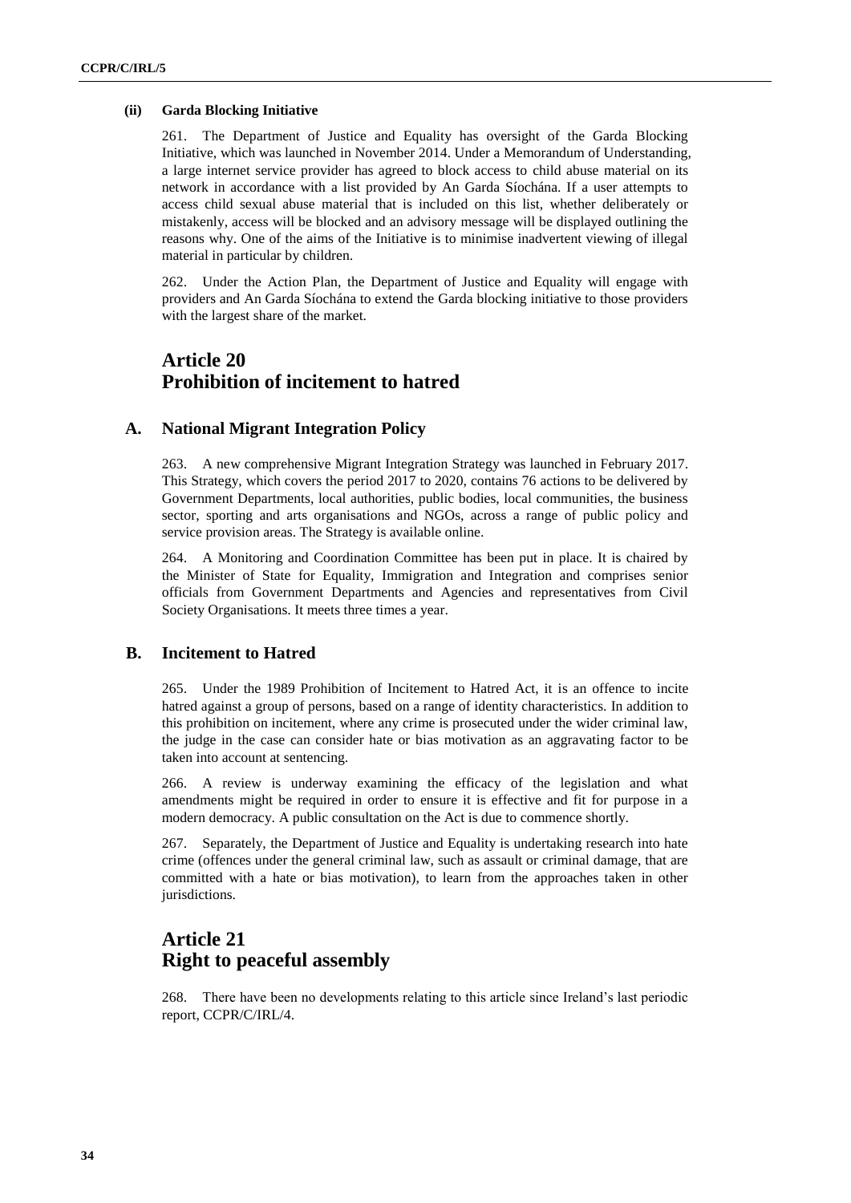#### (ii) Garda Blocking Initiative

261. The Department of Justice and Equality has oversight of the Garda Blocking Initiative, which was launched in November 2014. Under a Memorandum of Understanding, a large internet service provider has agreed to block access to child abuse material on its network in accordance with a list provided by An Garda Síochána. If a user attempts to access child sexual abuse material that is included on this list, whether deliberately or mistakenly, access will be blocked and an advisory message will be displayed outlining the reasons why. One of the aims of the Initiative is to minimise inadvertent viewing of illegal material in particular by children.

262. Under the Action Plan, the Department of Justice and Equality will engage with providers and An Garda Síochána to extend the Garda blocking initiative to those providers with the largest share of the market.

## Article 20
## Prohibition of incitement to hatred

### A. National Migrant Integration Policy

263. A new comprehensive Migrant Integration Strategy was launched in February 2017. This Strategy, which covers the period 2017 to 2020, contains 76 actions to be delivered by Government Departments, local authorities, public bodies, local communities, the business sector, sporting and arts organisations and NGOs, across a range of public policy and service provision areas. The Strategy is available online.

264. A Monitoring and Coordination Committee has been put in place. It is chaired by the Minister of State for Equality, Immigration and Integration and comprises senior officials from Government Departments and Agencies and representatives from Civil Society Organisations. It meets three times a year.

### B. Incitement to Hatred

265. Under the 1989 Prohibition of Incitement to Hatred Act, it is an offence to incite hatred against a group of persons, based on a range of identity characteristics. In addition to this prohibition on incitement, where any crime is prosecuted under the wider criminal law, the judge in the case can consider hate or bias motivation as an aggravating factor to be taken into account at sentencing.

266. A review is underway examining the efficacy of the legislation and what amendments might be required in order to ensure it is effective and fit for purpose in a modern democracy. A public consultation on the Act is due to commence shortly.

267. Separately, the Department of Justice and Equality is undertaking research into hate crime (offences under the general criminal law, such as assault or criminal damage, that are committed with a hate or bias motivation), to learn from the approaches taken in other jurisdictions.

## Article 21
## Right to peaceful assembly

268. There have been no developments relating to this article since Ireland's last periodic report, CCPR/C/IRL/4.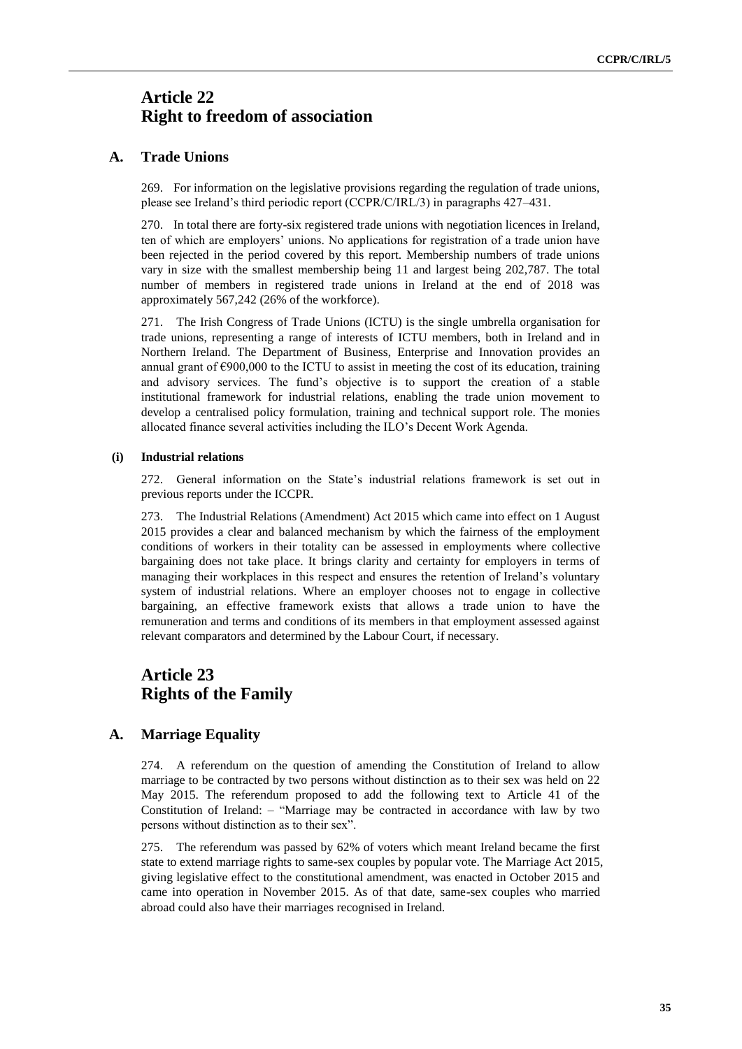# Article 22
# Right to freedom of association

## A. Trade Unions

269. For information on the legislative provisions regarding the regulation of trade unions, please see Ireland's third periodic report (CCPR/C/IRL/3) in paragraphs 427–431.

270. In total there are forty-six registered trade unions with negotiation licences in Ireland, ten of which are employers' unions. No applications for registration of a trade union have been rejected in the period covered by this report. Membership numbers of trade unions vary in size with the smallest membership being 11 and largest being 202,787. The total number of members in registered trade unions in Ireland at the end of 2018 was approximately 567,242 (26% of the workforce).

271. The Irish Congress of Trade Unions (ICTU) is the single umbrella organisation for trade unions, representing a range of interests of ICTU members, both in Ireland and in Northern Ireland. The Department of Business, Enterprise and Innovation provides an annual grant of €900,000 to the ICTU to assist in meeting the cost of its education, training and advisory services. The fund's objective is to support the creation of a stable institutional framework for industrial relations, enabling the trade union movement to develop a centralised policy formulation, training and technical support role. The monies allocated finance several activities including the ILO's Decent Work Agenda.

### (i) Industrial relations

272. General information on the State's industrial relations framework is set out in previous reports under the ICCPR.

273. The Industrial Relations (Amendment) Act 2015 which came into effect on 1 August 2015 provides a clear and balanced mechanism by which the fairness of the employment conditions of workers in their totality can be assessed in employments where collective bargaining does not take place. It brings clarity and certainty for employers in terms of managing their workplaces in this respect and ensures the retention of Ireland's voluntary system of industrial relations. Where an employer chooses not to engage in collective bargaining, an effective framework exists that allows a trade union to have the remuneration and terms and conditions of its members in that employment assessed against relevant comparators and determined by the Labour Court, if necessary.

# Article 23
# Rights of the Family

## A. Marriage Equality

274. A referendum on the question of amending the Constitution of Ireland to allow marriage to be contracted by two persons without distinction as to their sex was held on 22 May 2015. The referendum proposed to add the following text to Article 41 of the Constitution of Ireland: – "Marriage may be contracted in accordance with law by two persons without distinction as to their sex".

275. The referendum was passed by 62% of voters which meant Ireland became the first state to extend marriage rights to same-sex couples by popular vote. The Marriage Act 2015, giving legislative effect to the constitutional amendment, was enacted in October 2015 and came into operation in November 2015. As of that date, same-sex couples who married abroad could also have their marriages recognised in Ireland.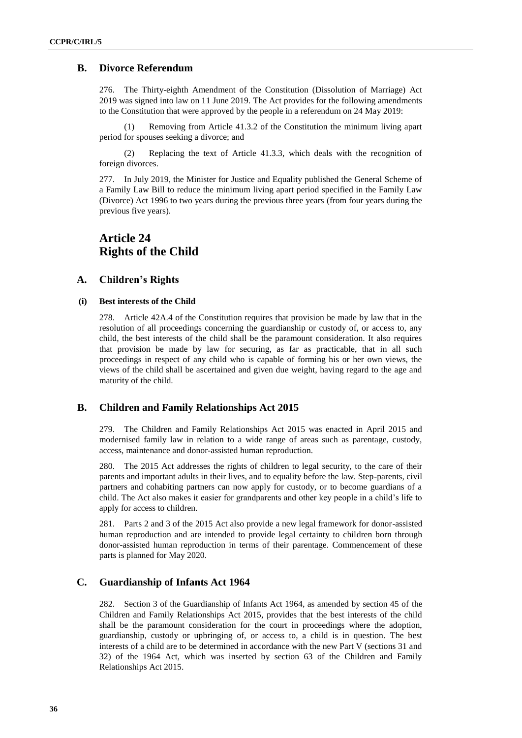## B. Divorce Referendum

276. The Thirty-eighth Amendment of the Constitution (Dissolution of Marriage) Act 2019 was signed into law on 11 June 2019. The Act provides for the following amendments to the Constitution that were approved by the people in a referendum on 24 May 2019:

(1) Removing from Article 41.3.2 of the Constitution the minimum living apart period for spouses seeking a divorce; and

(2) Replacing the text of Article 41.3.3, which deals with the recognition of foreign divorces.

277. In July 2019, the Minister for Justice and Equality published the General Scheme of a Family Law Bill to reduce the minimum living apart period specified in the Family Law (Divorce) Act 1996 to two years during the previous three years (from four years during the previous five years).

# Article 24
# Rights of the Child

## A. Children's Rights

### (i) Best interests of the Child

278. Article 42A.4 of the Constitution requires that provision be made by law that in the resolution of all proceedings concerning the guardianship or custody of, or access to, any child, the best interests of the child shall be the paramount consideration. It also requires that provision be made by law for securing, as far as practicable, that in all such proceedings in respect of any child who is capable of forming his or her own views, the views of the child shall be ascertained and given due weight, having regard to the age and maturity of the child.

## B. Children and Family Relationships Act 2015

279. The Children and Family Relationships Act 2015 was enacted in April 2015 and modernised family law in relation to a wide range of areas such as parentage, custody, access, maintenance and donor-assisted human reproduction.

280. The 2015 Act addresses the rights of children to legal security, to the care of their parents and important adults in their lives, and to equality before the law. Step-parents, civil partners and cohabiting partners can now apply for custody, or to become guardians of a child. The Act also makes it easier for grandparents and other key people in a child's life to apply for access to children.

281. Parts 2 and 3 of the 2015 Act also provide a new legal framework for donor-assisted human reproduction and are intended to provide legal certainty to children born through donor-assisted human reproduction in terms of their parentage. Commencement of these parts is planned for May 2020.

## C. Guardianship of Infants Act 1964

282. Section 3 of the Guardianship of Infants Act 1964, as amended by section 45 of the Children and Family Relationships Act 2015, provides that the best interests of the child shall be the paramount consideration for the court in proceedings where the adoption, guardianship, custody or upbringing of, or access to, a child is in question. The best interests of a child are to be determined in accordance with the new Part V (sections 31 and 32) of the 1964 Act, which was inserted by section 63 of the Children and Family Relationships Act 2015.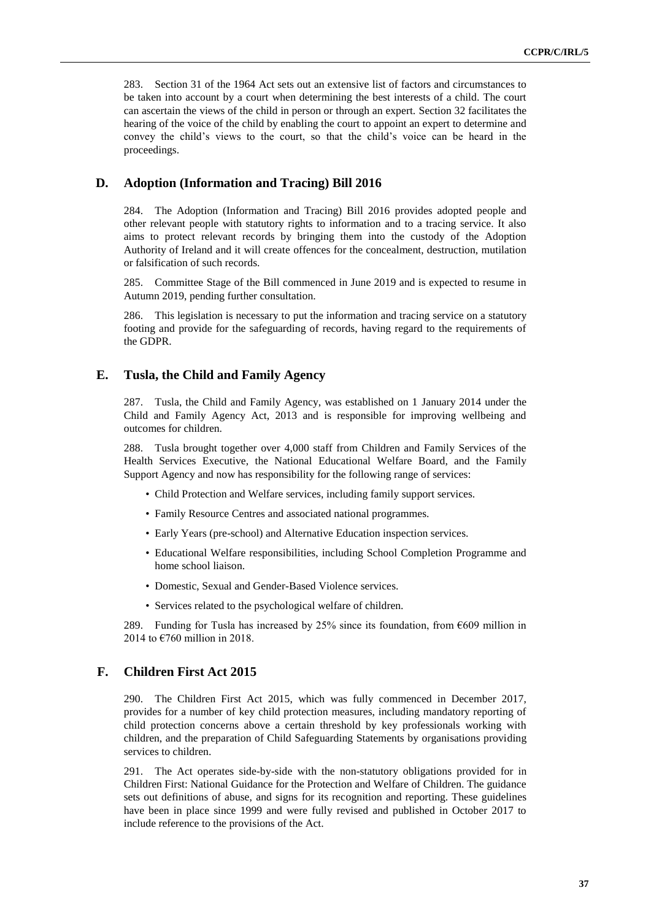283. Section 31 of the 1964 Act sets out an extensive list of factors and circumstances to be taken into account by a court when determining the best interests of a child. The court can ascertain the views of the child in person or through an expert. Section 32 facilitates the hearing of the voice of the child by enabling the court to appoint an expert to determine and convey the child's views to the court, so that the child's voice can be heard in the proceedings.

## D. Adoption (Information and Tracing) Bill 2016

284. The Adoption (Information and Tracing) Bill 2016 provides adopted people and other relevant people with statutory rights to information and to a tracing service. It also aims to protect relevant records by bringing them into the custody of the Adoption Authority of Ireland and it will create offences for the concealment, destruction, mutilation or falsification of such records.

285. Committee Stage of the Bill commenced in June 2019 and is expected to resume in Autumn 2019, pending further consultation.

286. This legislation is necessary to put the information and tracing service on a statutory footing and provide for the safeguarding of records, having regard to the requirements of the GDPR.

## E. Tusla, the Child and Family Agency

287. Tusla, the Child and Family Agency, was established on 1 January 2014 under the Child and Family Agency Act, 2013 and is responsible for improving wellbeing and outcomes for children.

288. Tusla brought together over 4,000 staff from Children and Family Services of the Health Services Executive, the National Educational Welfare Board, and the Family Support Agency and now has responsibility for the following range of services:

- Child Protection and Welfare services, including family support services.
- Family Resource Centres and associated national programmes.
- Early Years (pre-school) and Alternative Education inspection services.
- Educational Welfare responsibilities, including School Completion Programme and home school liaison.
- Domestic, Sexual and Gender-Based Violence services.
- Services related to the psychological welfare of children.

289. Funding for Tusla has increased by 25% since its foundation, from €609 million in 2014 to €760 million in 2018.

## F. Children First Act 2015

290. The Children First Act 2015, which was fully commenced in December 2017, provides for a number of key child protection measures, including mandatory reporting of child protection concerns above a certain threshold by key professionals working with children, and the preparation of Child Safeguarding Statements by organisations providing services to children.

291. The Act operates side-by-side with the non-statutory obligations provided for in Children First: National Guidance for the Protection and Welfare of Children. The guidance sets out definitions of abuse, and signs for its recognition and reporting. These guidelines have been in place since 1999 and were fully revised and published in October 2017 to include reference to the provisions of the Act.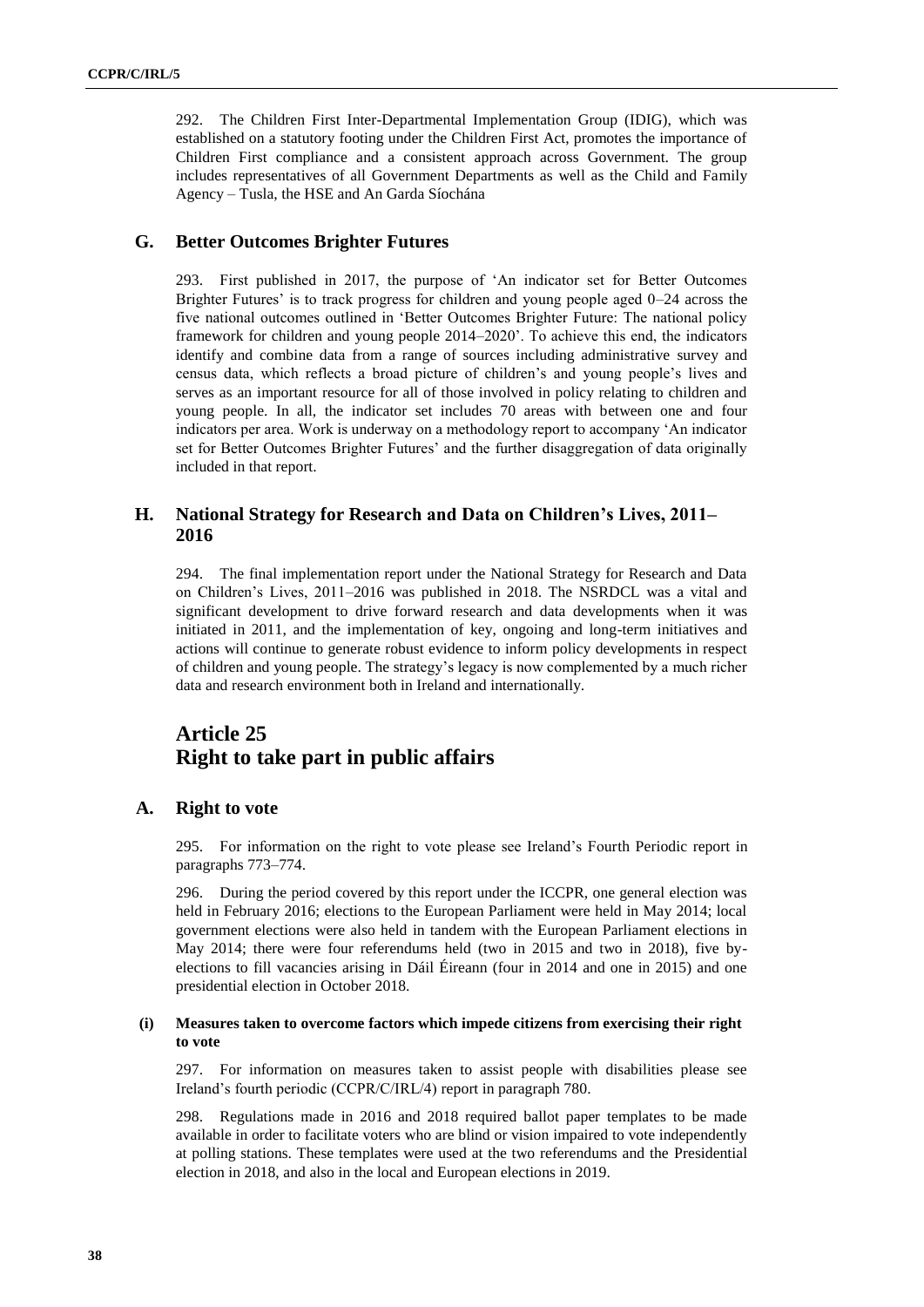292. The Children First Inter-Departmental Implementation Group (IDIG), which was established on a statutory footing under the Children First Act, promotes the importance of Children First compliance and a consistent approach across Government. The group includes representatives of all Government Departments as well as the Child and Family Agency – Tusla, the HSE and An Garda Síochána

## G. Better Outcomes Brighter Futures

293. First published in 2017, the purpose of 'An indicator set for Better Outcomes Brighter Futures' is to track progress for children and young people aged 0–24 across the five national outcomes outlined in 'Better Outcomes Brighter Future: The national policy framework for children and young people 2014–2020'. To achieve this end, the indicators identify and combine data from a range of sources including administrative survey and census data, which reflects a broad picture of children's and young people's lives and serves as an important resource for all of those involved in policy relating to children and young people. In all, the indicator set includes 70 areas with between one and four indicators per area. Work is underway on a methodology report to accompany 'An indicator set for Better Outcomes Brighter Futures' and the further disaggregation of data originally included in that report.

## H. National Strategy for Research and Data on Children's Lives, 2011–2016

294. The final implementation report under the National Strategy for Research and Data on Children's Lives, 2011–2016 was published in 2018. The NSRDCL was a vital and significant development to drive forward research and data developments when it was initiated in 2011, and the implementation of key, ongoing and long-term initiatives and actions will continue to generate robust evidence to inform policy developments in respect of children and young people. The strategy's legacy is now complemented by a much richer data and research environment both in Ireland and internationally.

# Article 25
# Right to take part in public affairs

## A. Right to vote

295. For information on the right to vote please see Ireland's Fourth Periodic report in paragraphs 773–774.

296. During the period covered by this report under the ICCPR, one general election was held in February 2016; elections to the European Parliament were held in May 2014; local government elections were also held in tandem with the European Parliament elections in May 2014; there were four referendums held (two in 2015 and two in 2018), five by-elections to fill vacancies arising in Dáil Éireann (four in 2014 and one in 2015) and one presidential election in October 2018.

### (i) Measures taken to overcome factors which impede citizens from exercising their right to vote

297. For information on measures taken to assist people with disabilities please see Ireland's fourth periodic (CCPR/C/IRL/4) report in paragraph 780.

298. Regulations made in 2016 and 2018 required ballot paper templates to be made available in order to facilitate voters who are blind or vision impaired to vote independently at polling stations. These templates were used at the two referendums and the Presidential election in 2018, and also in the local and European elections in 2019.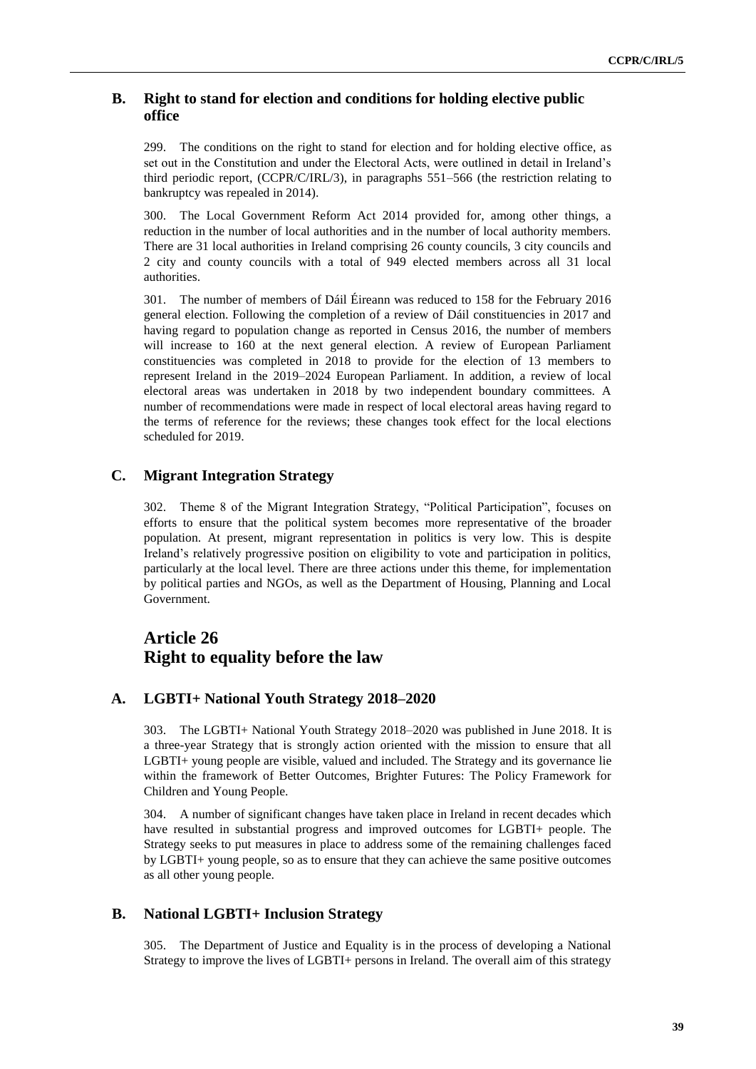## B. Right to stand for election and conditions for holding elective public office

299. The conditions on the right to stand for election and for holding elective office, as set out in the Constitution and under the Electoral Acts, were outlined in detail in Ireland's third periodic report, (CCPR/C/IRL/3), in paragraphs 551–566 (the restriction relating to bankruptcy was repealed in 2014).

300. The Local Government Reform Act 2014 provided for, among other things, a reduction in the number of local authorities and in the number of local authority members. There are 31 local authorities in Ireland comprising 26 county councils, 3 city councils and 2 city and county councils with a total of 949 elected members across all 31 local authorities.

301. The number of members of Dáil Éireann was reduced to 158 for the February 2016 general election. Following the completion of a review of Dáil constituencies in 2017 and having regard to population change as reported in Census 2016, the number of members will increase to 160 at the next general election. A review of European Parliament constituencies was completed in 2018 to provide for the election of 13 members to represent Ireland in the 2019–2024 European Parliament. In addition, a review of local electoral areas was undertaken in 2018 by two independent boundary committees. A number of recommendations were made in respect of local electoral areas having regard to the terms of reference for the reviews; these changes took effect for the local elections scheduled for 2019.

## C. Migrant Integration Strategy

302. Theme 8 of the Migrant Integration Strategy, "Political Participation", focuses on efforts to ensure that the political system becomes more representative of the broader population. At present, migrant representation in politics is very low. This is despite Ireland's relatively progressive position on eligibility to vote and participation in politics, particularly at the local level. There are three actions under this theme, for implementation by political parties and NGOs, as well as the Department of Housing, Planning and Local Government.

# Article 26
# Right to equality before the law

## A. LGBTI+ National Youth Strategy 2018–2020

303. The LGBTI+ National Youth Strategy 2018–2020 was published in June 2018. It is a three-year Strategy that is strongly action oriented with the mission to ensure that all LGBTI+ young people are visible, valued and included. The Strategy and its governance lie within the framework of Better Outcomes, Brighter Futures: The Policy Framework for Children and Young People.

304. A number of significant changes have taken place in Ireland in recent decades which have resulted in substantial progress and improved outcomes for LGBTI+ people. The Strategy seeks to put measures in place to address some of the remaining challenges faced by LGBTI+ young people, so as to ensure that they can achieve the same positive outcomes as all other young people.

## B. National LGBTI+ Inclusion Strategy

305. The Department of Justice and Equality is in the process of developing a National Strategy to improve the lives of LGBTI+ persons in Ireland. The overall aim of this strategy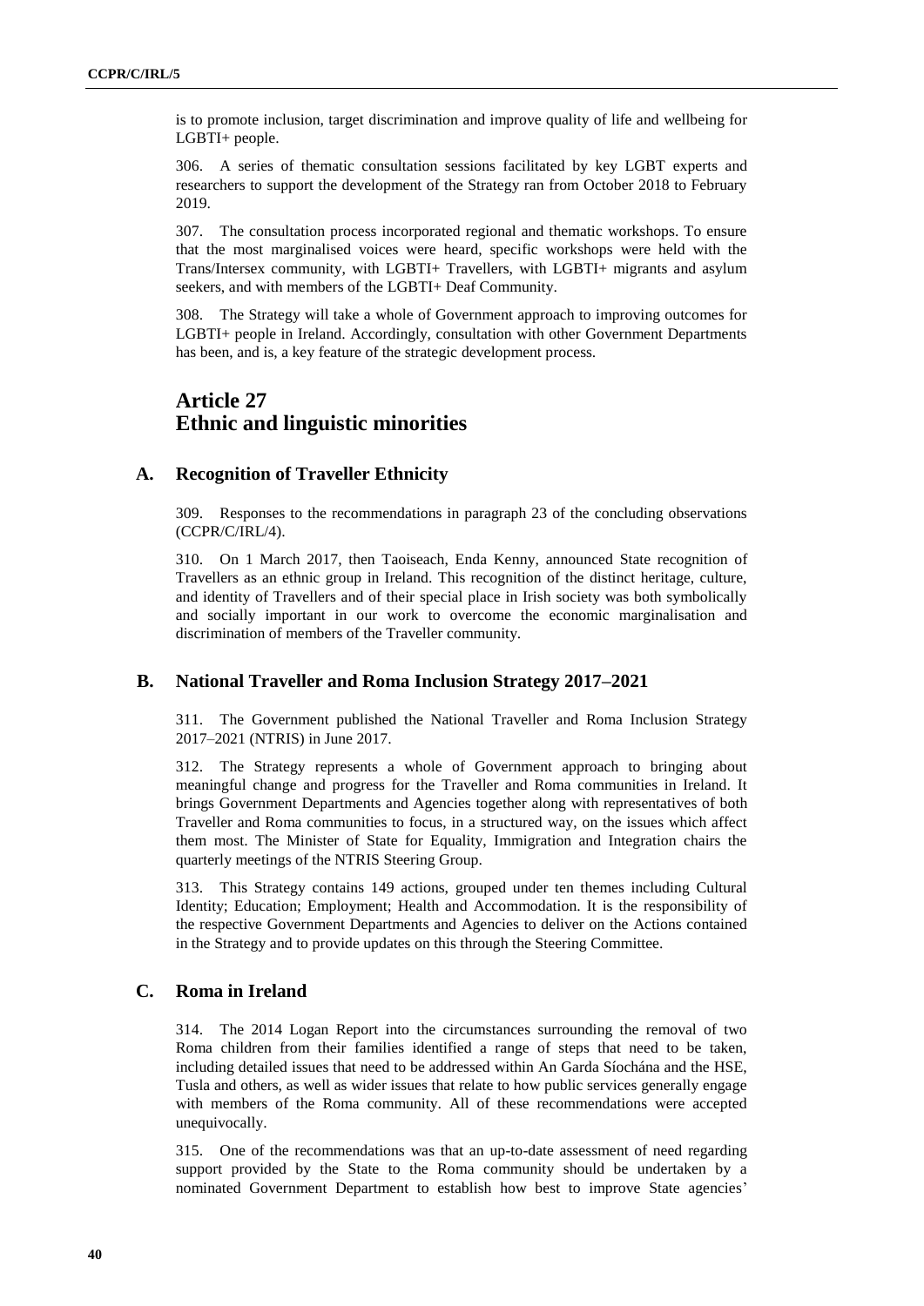is to promote inclusion, target discrimination and improve quality of life and wellbeing for LGBTI+ people.

306. A series of thematic consultation sessions facilitated by key LGBT experts and researchers to support the development of the Strategy ran from October 2018 to February 2019.

307. The consultation process incorporated regional and thematic workshops. To ensure that the most marginalised voices were heard, specific workshops were held with the Trans/Intersex community, with LGBTI+ Travellers, with LGBTI+ migrants and asylum seekers, and with members of the LGBTI+ Deaf Community.

308. The Strategy will take a whole of Government approach to improving outcomes for LGBTI+ people in Ireland. Accordingly, consultation with other Government Departments has been, and is, a key feature of the strategic development process.

# Article 27
# Ethnic and linguistic minorities

## A. Recognition of Traveller Ethnicity

309. Responses to the recommendations in paragraph 23 of the concluding observations (CCPR/C/IRL/4).

310. On 1 March 2017, then Taoiseach, Enda Kenny, announced State recognition of Travellers as an ethnic group in Ireland. This recognition of the distinct heritage, culture, and identity of Travellers and of their special place in Irish society was both symbolically and socially important in our work to overcome the economic marginalisation and discrimination of members of the Traveller community.

## B. National Traveller and Roma Inclusion Strategy 2017–2021

311. The Government published the National Traveller and Roma Inclusion Strategy 2017–2021 (NTRIS) in June 2017.

312. The Strategy represents a whole of Government approach to bringing about meaningful change and progress for the Traveller and Roma communities in Ireland. It brings Government Departments and Agencies together along with representatives of both Traveller and Roma communities to focus, in a structured way, on the issues which affect them most. The Minister of State for Equality, Immigration and Integration chairs the quarterly meetings of the NTRIS Steering Group.

313. This Strategy contains 149 actions, grouped under ten themes including Cultural Identity; Education; Employment; Health and Accommodation. It is the responsibility of the respective Government Departments and Agencies to deliver on the Actions contained in the Strategy and to provide updates on this through the Steering Committee.

## C. Roma in Ireland

314. The 2014 Logan Report into the circumstances surrounding the removal of two Roma children from their families identified a range of steps that need to be taken, including detailed issues that need to be addressed within An Garda Síochána and the HSE, Tusla and others, as well as wider issues that relate to how public services generally engage with members of the Roma community. All of these recommendations were accepted unequivocally.

315. One of the recommendations was that an up-to-date assessment of need regarding support provided by the State to the Roma community should be undertaken by a nominated Government Department to establish how best to improve State agencies'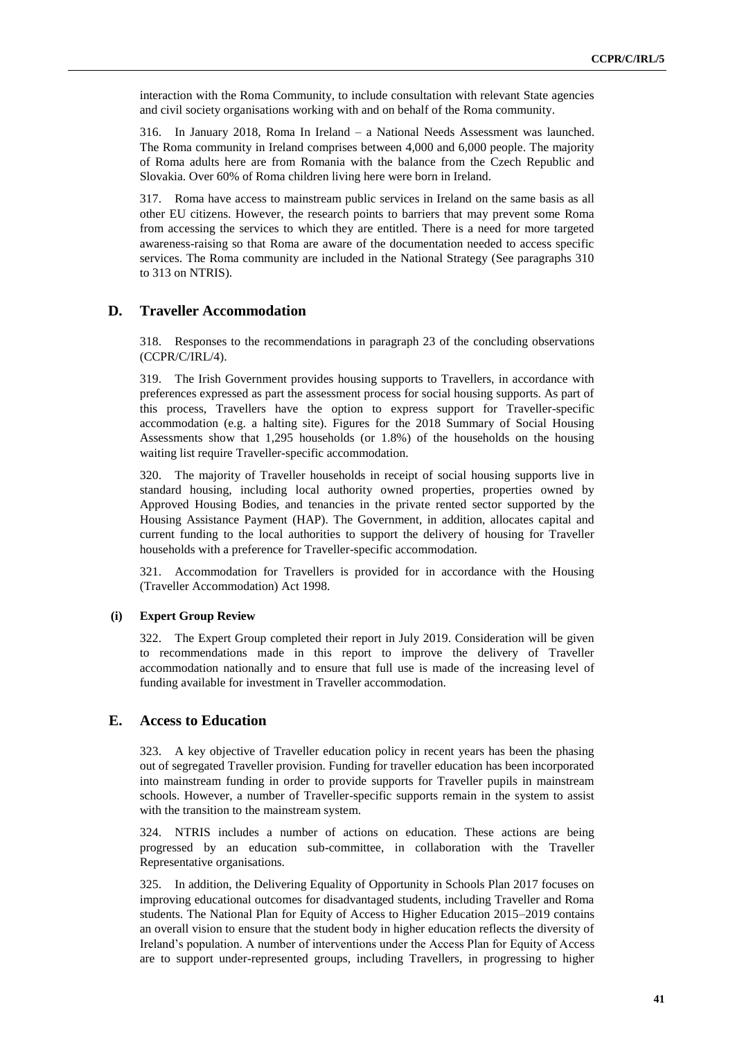interaction with the Roma Community, to include consultation with relevant State agencies and civil society organisations working with and on behalf of the Roma community.

316. In January 2018, Roma In Ireland – a National Needs Assessment was launched. The Roma community in Ireland comprises between 4,000 and 6,000 people. The majority of Roma adults here are from Romania with the balance from the Czech Republic and Slovakia. Over 60% of Roma children living here were born in Ireland.

317. Roma have access to mainstream public services in Ireland on the same basis as all other EU citizens. However, the research points to barriers that may prevent some Roma from accessing the services to which they are entitled. There is a need for more targeted awareness-raising so that Roma are aware of the documentation needed to access specific services. The Roma community are included in the National Strategy (See paragraphs 310 to 313 on NTRIS).

## D. Traveller Accommodation

318. Responses to the recommendations in paragraph 23 of the concluding observations (CCPR/C/IRL/4).

319. The Irish Government provides housing supports to Travellers, in accordance with preferences expressed as part the assessment process for social housing supports. As part of this process, Travellers have the option to express support for Traveller-specific accommodation (e.g. a halting site). Figures for the 2018 Summary of Social Housing Assessments show that 1,295 households (or 1.8%) of the households on the housing waiting list require Traveller-specific accommodation.

320. The majority of Traveller households in receipt of social housing supports live in standard housing, including local authority owned properties, properties owned by Approved Housing Bodies, and tenancies in the private rented sector supported by the Housing Assistance Payment (HAP). The Government, in addition, allocates capital and current funding to the local authorities to support the delivery of housing for Traveller households with a preference for Traveller-specific accommodation.

321. Accommodation for Travellers is provided for in accordance with the Housing (Traveller Accommodation) Act 1998.

### (i) Expert Group Review

322. The Expert Group completed their report in July 2019. Consideration will be given to recommendations made in this report to improve the delivery of Traveller accommodation nationally and to ensure that full use is made of the increasing level of funding available for investment in Traveller accommodation.

## E. Access to Education

323. A key objective of Traveller education policy in recent years has been the phasing out of segregated Traveller provision. Funding for traveller education has been incorporated into mainstream funding in order to provide supports for Traveller pupils in mainstream schools. However, a number of Traveller-specific supports remain in the system to assist with the transition to the mainstream system.

324. NTRIS includes a number of actions on education. These actions are being progressed by an education sub-committee, in collaboration with the Traveller Representative organisations.

325. In addition, the Delivering Equality of Opportunity in Schools Plan 2017 focuses on improving educational outcomes for disadvantaged students, including Traveller and Roma students. The National Plan for Equity of Access to Higher Education 2015–2019 contains an overall vision to ensure that the student body in higher education reflects the diversity of Ireland's population. A number of interventions under the Access Plan for Equity of Access are to support under-represented groups, including Travellers, in progressing to higher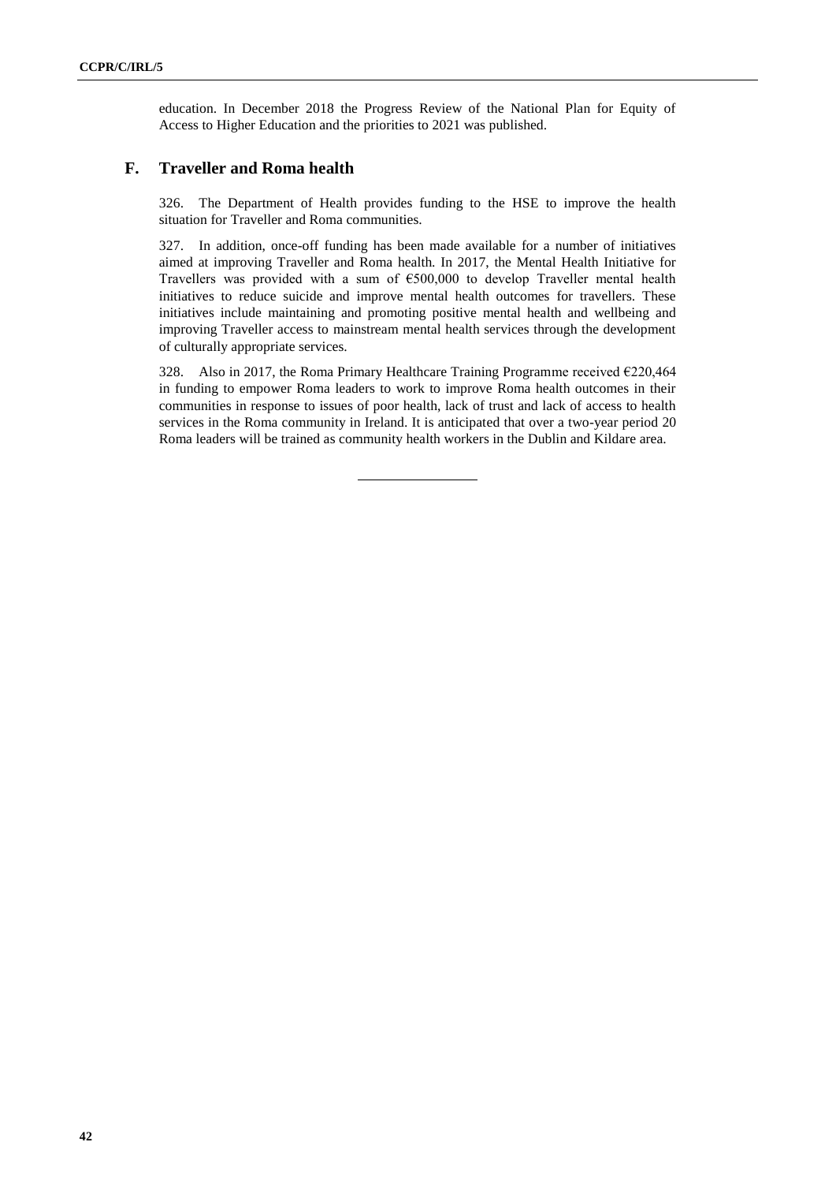education. In December 2018 the Progress Review of the National Plan for Equity of Access to Higher Education and the priorities to 2021 was published.

## F. Traveller and Roma health

326. The Department of Health provides funding to the HSE to improve the health situation for Traveller and Roma communities.

327. In addition, once-off funding has been made available for a number of initiatives aimed at improving Traveller and Roma health. In 2017, the Mental Health Initiative for Travellers was provided with a sum of €500,000 to develop Traveller mental health initiatives to reduce suicide and improve mental health outcomes for travellers. These initiatives include maintaining and promoting positive mental health and wellbeing and improving Traveller access to mainstream mental health services through the development of culturally appropriate services.

328. Also in 2017, the Roma Primary Healthcare Training Programme received €220,464 in funding to empower Roma leaders to work to improve Roma health outcomes in their communities in response to issues of poor health, lack of trust and lack of access to health services in the Roma community in Ireland. It is anticipated that over a two-year period 20 Roma leaders will be trained as community health workers in the Dublin and Kildare area.